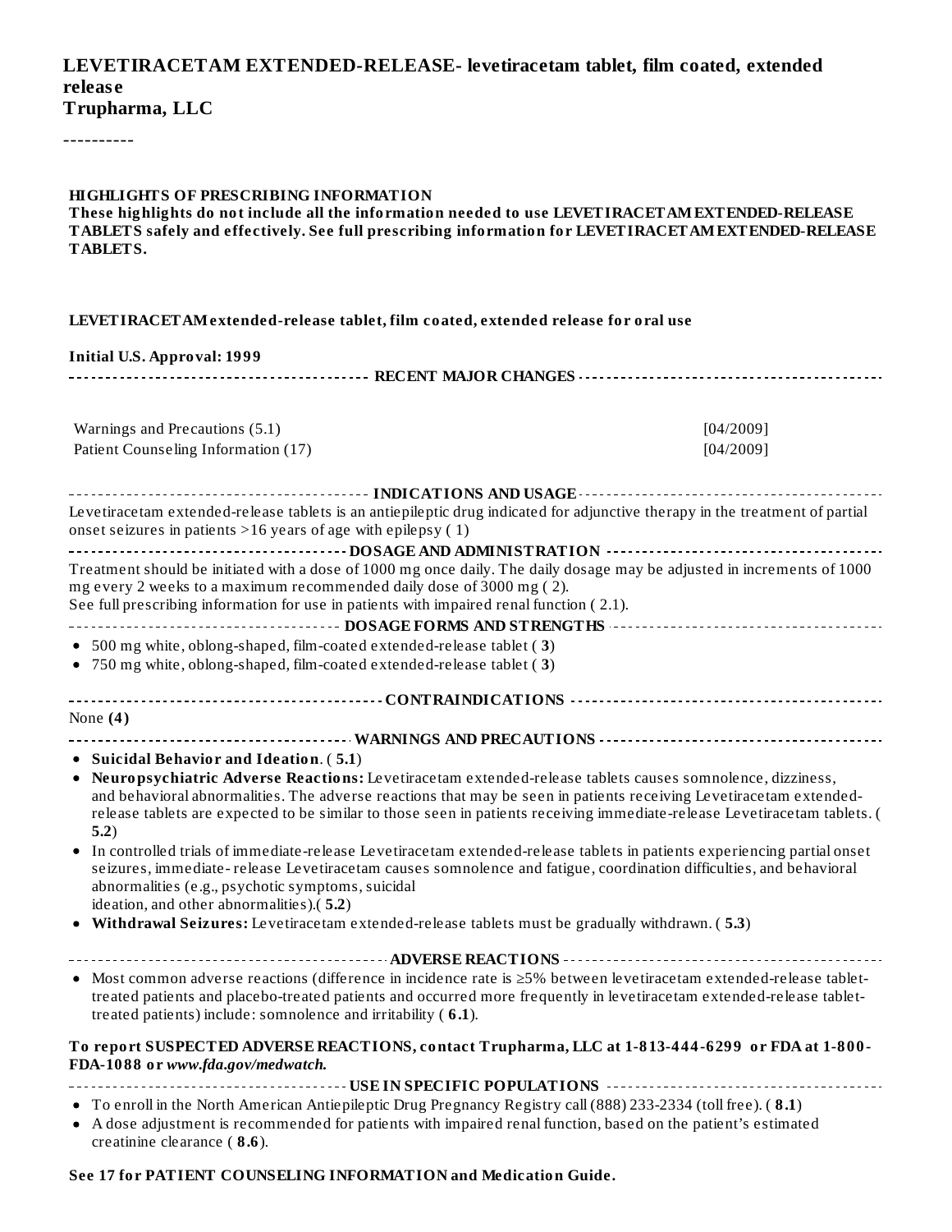# LEVETIRACETAM EXTENDED-RELEASE- levetiracetam tablet, film coated, extended release
**Trupharma, LLC**

----------

**HIGHLIGHTS OF PRESCRIBING INFORMATION**
**These highlights do not include all the information needed to use LEVETIRACETAM EXTENDED-RELEASE TABLETS safely and effectively. See full prescribing information for LEVETIRACETAM EXTENDED-RELEASE TABLETS.**

**LEVETIRACETAM extended-release tablet, film coated, extended release for oral use**

**Initial U.S. Approval: 1999**

**RECENT MAJOR CHANGES**

| | |
|---|---|
| Warnings and Precautions (5.1) | [04/2009] |
| Patient Counseling Information (17) | [04/2009] |

**INDICATIONS AND USAGE**

Levetiracetam extended-release tablets is an antiepileptic drug indicated for adjunctive therapy in the treatment of partial onset seizures in patients >16 years of age with epilepsy ( 1)

**DOSAGE AND ADMINISTRATION**

Treatment should be initiated with a dose of 1000 mg once daily. The daily dosage may be adjusted in increments of 1000 mg every 2 weeks to a maximum recommended daily dose of 3000 mg ( 2).
See full prescribing information for use in patients with impaired renal function ( 2.1).

**DOSAGE FORMS AND STRENGTHS**

- 500 mg white, oblong-shaped, film-coated extended-release tablet ( **3**)
- 750 mg white, oblong-shaped, film-coated extended-release tablet ( **3**)

**CONTRAINDICATIONS**

None **(4)**

**WARNINGS AND PRECAUTIONS**

- **Suicidal Behavior and Ideation**. ( **5.1**)
- **Neuropsychiatric Adverse Reactions:** Levetiracetam extended-release tablets causes somnolence, dizziness, and behavioral abnormalities. The adverse reactions that may be seen in patients receiving Levetiracetam extended-release tablets are expected to be similar to those seen in patients receiving immediate-release Levetiracetam tablets. ( **5.2**)
- In controlled trials of immediate-release Levetiracetam extended-release tablets in patients experiencing partial onset seizures, immediate- release Levetiracetam causes somnolence and fatigue, coordination difficulties, and behavioral abnormalities (e.g., psychotic symptoms, suicidal ideation, and other abnormalities).( **5.2**)
- **Withdrawal Seizures:** Levetiracetam extended-release tablets must be gradually withdrawn. ( **5.3**)

**ADVERSE REACTIONS**

- Most common adverse reactions (difference in incidence rate is ≥5% between levetiracetam extended-release tablet-treated patients and placebo-treated patients and occurred more frequently in levetiracetam extended-release tablet-treated patients) include: somnolence and irritability ( **6.1**).

**To report SUSPECTED ADVERSE REACTIONS, contact Trupharma, LLC at 1-813-444-6299 or FDA at 1-800-FDA-1088 or *www.fda.gov/medwatch.***

**USE IN SPECIFIC POPULATIONS**

- To enroll in the North American Antiepileptic Drug Pregnancy Registry call (888) 233-2334 (toll free). ( **8.1**)
- A dose adjustment is recommended for patients with impaired renal function, based on the patient's estimated creatinine clearance ( **8.6**).

**See 17 for PATIENT COUNSELING INFORMATION and Medication Guide.**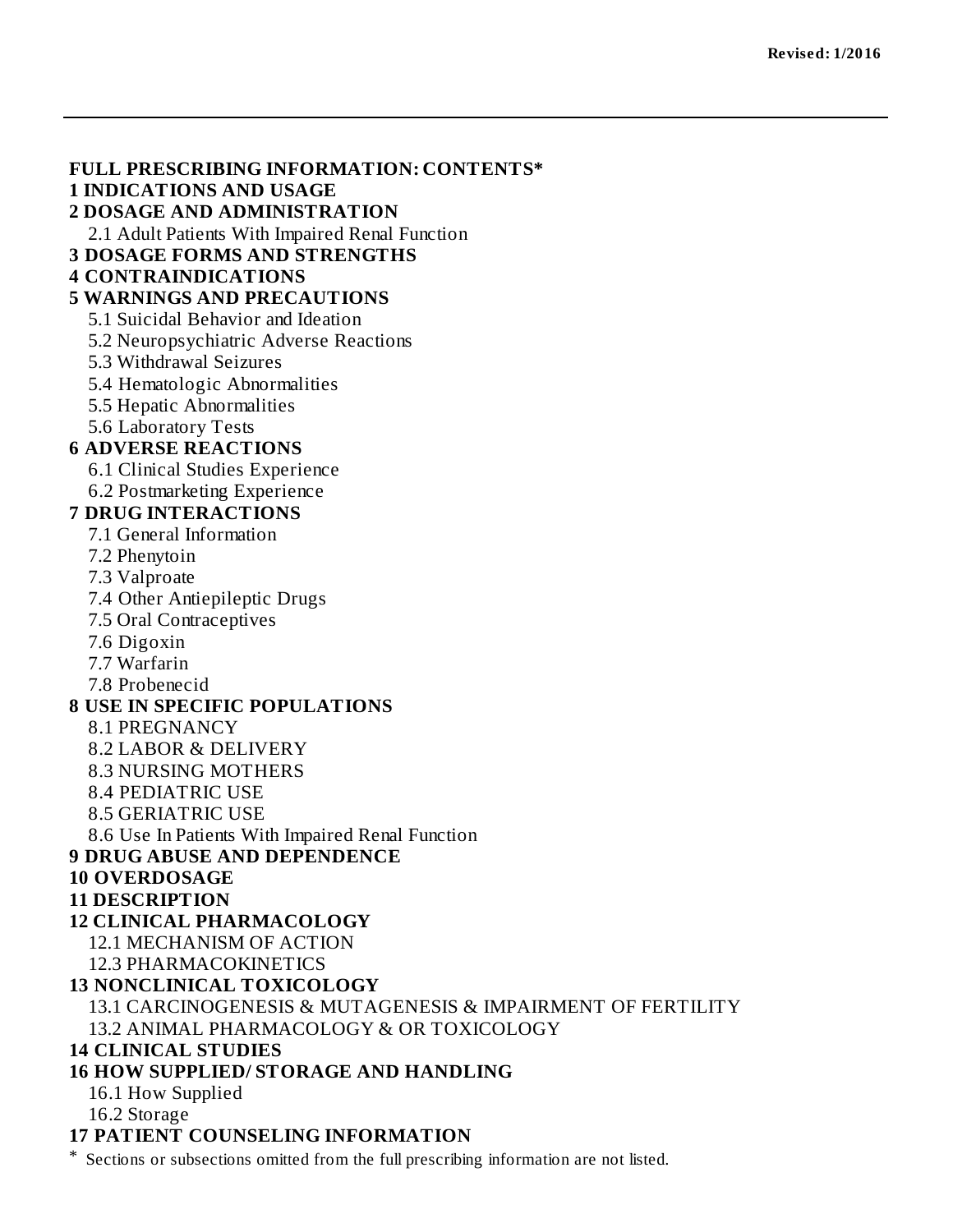**Revised: 1/2016**

---

**FULL PRESCRIBING INFORMATION: CONTENTS***

**1 INDICATIONS AND USAGE**

**2 DOSAGE AND ADMINISTRATION**

- 2.1 Adult Patients With Impaired Renal Function

**3 DOSAGE FORMS AND STRENGTHS**

**4 CONTRAINDICATIONS**

**5 WARNINGS AND PRECAUTIONS**

- 5.1 Suicidal Behavior and Ideation
- 5.2 Neuropsychiatric Adverse Reactions
- 5.3 Withdrawal Seizures
- 5.4 Hematologic Abnormalities
- 5.5 Hepatic Abnormalities
- 5.6 Laboratory Tests

**6 ADVERSE REACTIONS**

- 6.1 Clinical Studies Experience
- 6.2 Postmarketing Experience

**7 DRUG INTERACTIONS**

- 7.1 General Information
- 7.2 Phenytoin
- 7.3 Valproate
- 7.4 Other Antiepileptic Drugs
- 7.5 Oral Contraceptives
- 7.6 Digoxin
- 7.7 Warfarin
- 7.8 Probenecid

**8 USE IN SPECIFIC POPULATIONS**

- 8.1 PREGNANCY
- 8.2 LABOR & DELIVERY
- 8.3 NURSING MOTHERS
- 8.4 PEDIATRIC USE
- 8.5 GERIATRIC USE
- 8.6 Use In Patients With Impaired Renal Function

**9 DRUG ABUSE AND DEPENDENCE**

**10 OVERDOSAGE**

**11 DESCRIPTION**

**12 CLINICAL PHARMACOLOGY**

- 12.1 MECHANISM OF ACTION
- 12.3 PHARMACOKINETICS

**13 NONCLINICAL TOXICOLOGY**

- 13.1 CARCINOGENESIS & MUTAGENESIS & IMPAIRMENT OF FERTILITY
- 13.2 ANIMAL PHARMACOLOGY & OR TOXICOLOGY

**14 CLINICAL STUDIES**

**16 HOW SUPPLIED/ STORAGE AND HANDLING**

- 16.1 How Supplied
- 16.2 Storage

**17 PATIENT COUNSELING INFORMATION**

\* Sections or subsections omitted from the full prescribing information are not listed.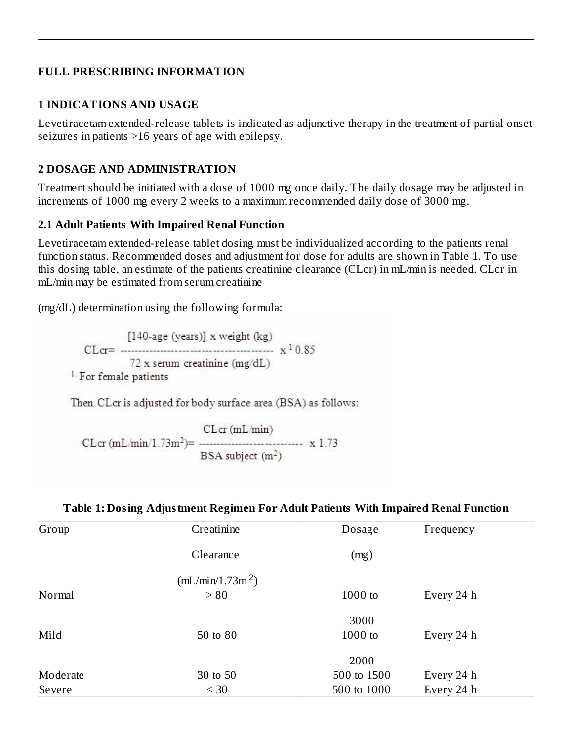## FULL PRESCRIBING INFORMATION

### 1 INDICATIONS AND USAGE

Levetiracetam extended-release tablets is indicated as adjunctive therapy in the treatment of partial onset seizures in patients >16 years of age with epilepsy.

### 2 DOSAGE AND ADMINISTRATION

Treatment should be initiated with a dose of 1000 mg once daily. The daily dosage may be adjusted in increments of 1000 mg every 2 weeks to a maximum recommended daily dose of 3000 mg.

#### 2.1 Adult Patients With Impaired Renal Function

Levetiracetam extended-release tablet dosing must be individualized according to the patients renal function status. Recommended doses and adjustment for dose for adults are shown in Table 1. To use this dosing table, an estimate of the patients creatinine clearance (CLcr) in mL/min is needed. CLcr in mL/min may be estimated from serum creatinine

(mg/dL) determination using the following formula:

$$CLcr = \frac{[140 - \text{age (years)}] \times \text{weight (kg)}}{72 \times \text{serum creatinine (mg/dL)}} \times {}^{1}0.85$$

[1] For female patients

Then CLcr is adjusted for body surface area (BSA) as follows:

$$CLcr\ (\text{mL/min/1.73m}^2) = \frac{CLcr\ (\text{mL/min})}{\text{BSA subject (m}^2)} \times 1.73$$

**Table 1: Dosing Adjustment Regimen For Adult Patients With Impaired Renal Function**

| Group | Creatinine Clearance (mL/min/1.73m$^2$) | Dosage (mg) | Frequency |
|---|---|---|---|
| Normal | > 80 | 1000 to 3000 | Every 24 h |
| Mild | 50 to 80 | 1000 to 2000 | Every 24 h |
| Moderate | 30 to 50 | 500 to 1500 | Every 24 h |
| Severe | < 30 | 500 to 1000 | Every 24 h |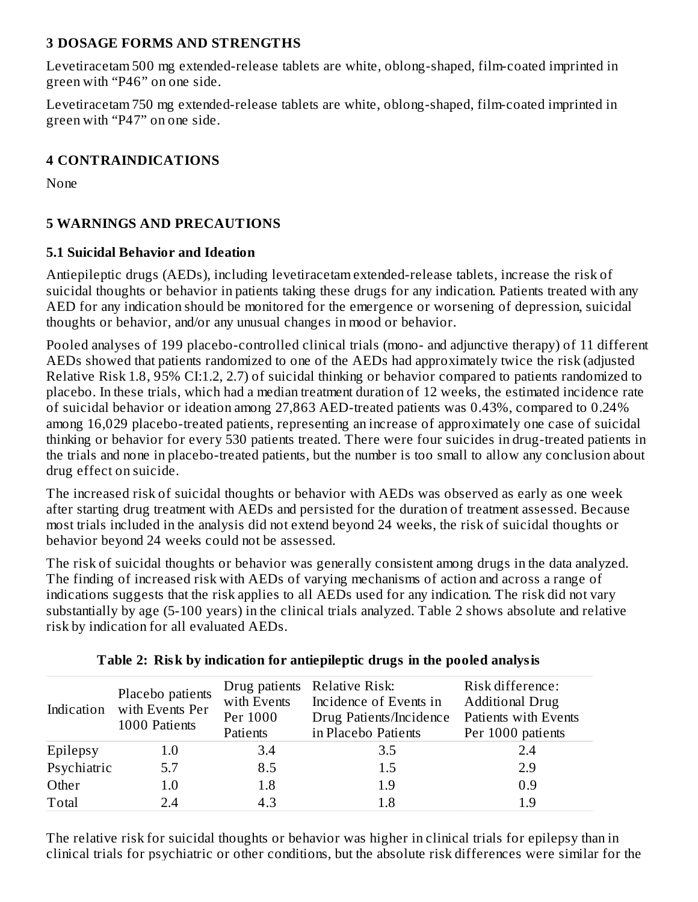## 3 DOSAGE FORMS AND STRENGTHS

Levetiracetam 500 mg extended-release tablets are white, oblong-shaped, film-coated imprinted in green with "P46" on one side.

Levetiracetam 750 mg extended-release tablets are white, oblong-shaped, film-coated imprinted in green with "P47" on one side.

## 4 CONTRAINDICATIONS

None

## 5 WARNINGS AND PRECAUTIONS

### 5.1 Suicidal Behavior and Ideation

Antiepileptic drugs (AEDs), including levetiracetam extended-release tablets, increase the risk of suicidal thoughts or behavior in patients taking these drugs for any indication. Patients treated with any AED for any indication should be monitored for the emergence or worsening of depression, suicidal thoughts or behavior, and/or any unusual changes in mood or behavior.

Pooled analyses of 199 placebo-controlled clinical trials (mono- and adjunctive therapy) of 11 different AEDs showed that patients randomized to one of the AEDs had approximately twice the risk (adjusted Relative Risk 1.8, 95% CI:1.2, 2.7) of suicidal thinking or behavior compared to patients randomized to placebo. In these trials, which had a median treatment duration of 12 weeks, the estimated incidence rate of suicidal behavior or ideation among 27,863 AED-treated patients was 0.43%, compared to 0.24% among 16,029 placebo-treated patients, representing an increase of approximately one case of suicidal thinking or behavior for every 530 patients treated. There were four suicides in drug-treated patients in the trials and none in placebo-treated patients, but the number is too small to allow any conclusion about drug effect on suicide.

The increased risk of suicidal thoughts or behavior with AEDs was observed as early as one week after starting drug treatment with AEDs and persisted for the duration of treatment assessed. Because most trials included in the analysis did not extend beyond 24 weeks, the risk of suicidal thoughts or behavior beyond 24 weeks could not be assessed.

The risk of suicidal thoughts or behavior was generally consistent among drugs in the data analyzed. The finding of increased risk with AEDs of varying mechanisms of action and across a range of indications suggests that the risk applies to all AEDs used for any indication. The risk did not vary substantially by age (5-100 years) in the clinical trials analyzed. Table 2 shows absolute and relative risk by indication for all evaluated AEDs.

**Table 2: Risk by indication for antiepileptic drugs in the pooled analysis**

| Indication | Placebo patients with Events Per 1000 Patients | Drug patients with Events Per 1000 Patients | Relative Risk: Incidence of Events in Drug Patients/Incidence in Placebo Patients | Risk difference: Additional Drug Patients with Events Per 1000 patients |
|---|---|---|---|---|
| Epilepsy | 1.0 | 3.4 | 3.5 | 2.4 |
| Psychiatric | 5.7 | 8.5 | 1.5 | 2.9 |
| Other | 1.0 | 1.8 | 1.9 | 0.9 |
| Total | 2.4 | 4.3 | 1.8 | 1.9 |

The relative risk for suicidal thoughts or behavior was higher in clinical trials for epilepsy than in clinical trials for psychiatric or other conditions, but the absolute risk differences were similar for the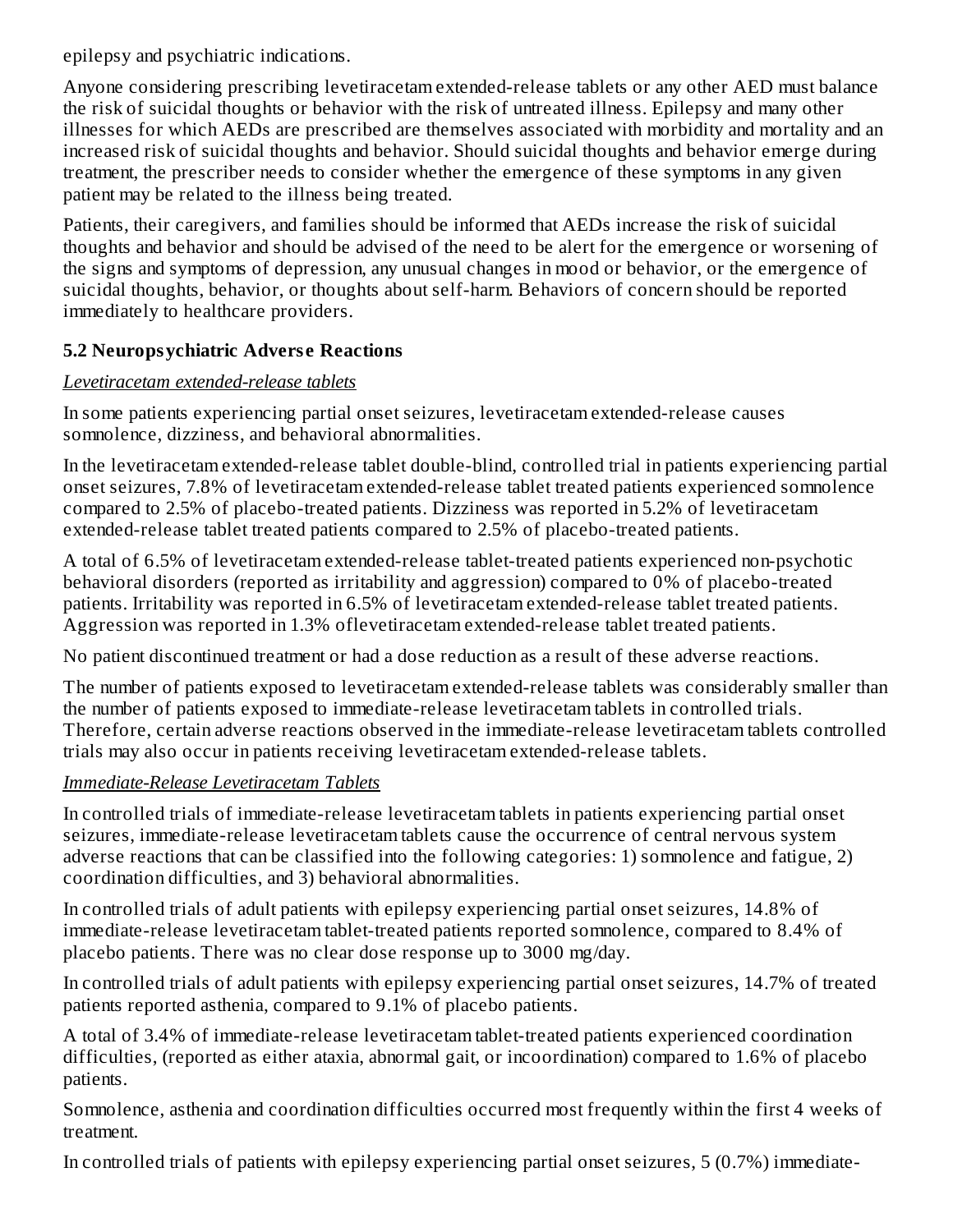epilepsy and psychiatric indications.

Anyone considering prescribing levetiracetam extended-release tablets or any other AED must balance the risk of suicidal thoughts or behavior with the risk of untreated illness. Epilepsy and many other illnesses for which AEDs are prescribed are themselves associated with morbidity and mortality and an increased risk of suicidal thoughts and behavior. Should suicidal thoughts and behavior emerge during treatment, the prescriber needs to consider whether the emergence of these symptoms in any given patient may be related to the illness being treated.

Patients, their caregivers, and families should be informed that AEDs increase the risk of suicidal thoughts and behavior and should be advised of the need to be alert for the emergence or worsening of the signs and symptoms of depression, any unusual changes in mood or behavior, or the emergence of suicidal thoughts, behavior, or thoughts about self-harm. Behaviors of concern should be reported immediately to healthcare providers.

### 5.2 Neuropsychiatric Adverse Reactions

*Levetiracetam extended-release tablets*

In some patients experiencing partial onset seizures, levetiracetam extended-release causes somnolence, dizziness, and behavioral abnormalities.

In the levetiracetam extended-release tablet double-blind, controlled trial in patients experiencing partial onset seizures, 7.8% of levetiracetam extended-release tablet treated patients experienced somnolence compared to 2.5% of placebo-treated patients. Dizziness was reported in 5.2% of levetiracetam extended-release tablet treated patients compared to 2.5% of placebo-treated patients.

A total of 6.5% of levetiracetam extended-release tablet-treated patients experienced non-psychotic behavioral disorders (reported as irritability and aggression) compared to 0% of placebo-treated patients. Irritability was reported in 6.5% of levetiracetam extended-release tablet treated patients. Aggression was reported in 1.3% oflevetiracetam extended-release tablet treated patients.

No patient discontinued treatment or had a dose reduction as a result of these adverse reactions.

The number of patients exposed to levetiracetam extended-release tablets was considerably smaller than the number of patients exposed to immediate-release levetiracetam tablets in controlled trials. Therefore, certain adverse reactions observed in the immediate-release levetiracetam tablets controlled trials may also occur in patients receiving levetiracetam extended-release tablets.

*Immediate-Release Levetiracetam Tablets*

In controlled trials of immediate-release levetiracetam tablets in patients experiencing partial onset seizures, immediate-release levetiracetam tablets cause the occurrence of central nervous system adverse reactions that can be classified into the following categories: 1) somnolence and fatigue, 2) coordination difficulties, and 3) behavioral abnormalities.

In controlled trials of adult patients with epilepsy experiencing partial onset seizures, 14.8% of immediate-release levetiracetam tablet-treated patients reported somnolence, compared to 8.4% of placebo patients. There was no clear dose response up to 3000 mg/day.

In controlled trials of adult patients with epilepsy experiencing partial onset seizures, 14.7% of treated patients reported asthenia, compared to 9.1% of placebo patients.

A total of 3.4% of immediate-release levetiracetam tablet-treated patients experienced coordination difficulties, (reported as either ataxia, abnormal gait, or incoordination) compared to 1.6% of placebo patients.

Somnolence, asthenia and coordination difficulties occurred most frequently within the first 4 weeks of treatment.

In controlled trials of patients with epilepsy experiencing partial onset seizures, 5 (0.7%) immediate-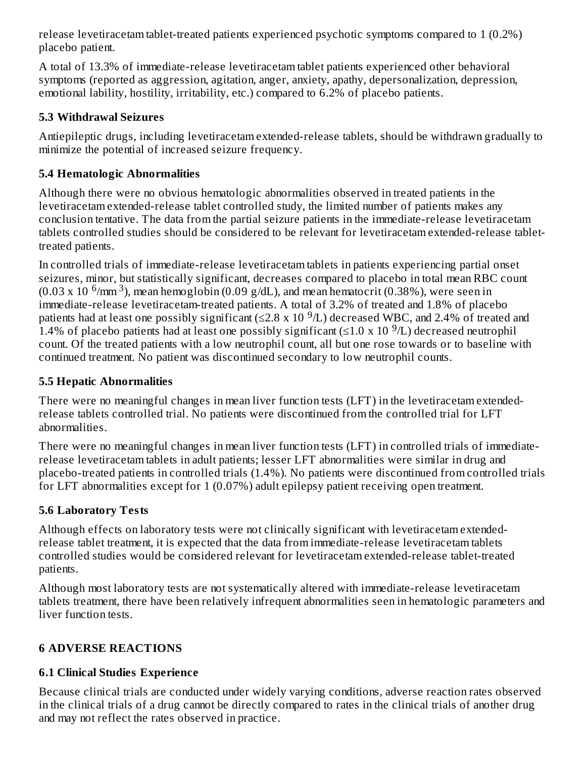release levetiracetam tablet-treated patients experienced psychotic symptoms compared to 1 (0.2%) placebo patient.

A total of 13.3% of immediate-release levetiracetam tablet patients experienced other behavioral symptoms (reported as aggression, agitation, anger, anxiety, apathy, depersonalization, depression, emotional lability, hostility, irritability, etc.) compared to 6.2% of placebo patients.

### 5.3 Withdrawal Seizures

Antiepileptic drugs, including levetiracetam extended-release tablets, should be withdrawn gradually to minimize the potential of increased seizure frequency.

### 5.4 Hematologic Abnormalities

Although there were no obvious hematologic abnormalities observed in treated patients in the levetiracetam extended-release tablet controlled study, the limited number of patients makes any conclusion tentative. The data from the partial seizure patients in the immediate-release levetiracetam tablets controlled studies should be considered to be relevant for levetiracetam extended-release tablet-treated patients.

In controlled trials of immediate-release levetiracetam tablets in patients experiencing partial onset seizures, minor, but statistically significant, decreases compared to placebo in total mean RBC count ($0.03 \times 10^6/mm^3$), mean hemoglobin (0.09 g/dL), and mean hematocrit (0.38%), were seen in immediate-release levetiracetam-treated patients. A total of 3.2% of treated and 1.8% of placebo patients had at least one possibly significant ($\leq 2.8 \times 10^9/L$) decreased WBC, and 2.4% of treated and 1.4% of placebo patients had at least one possibly significant ($\leq 1.0 \times 10^9/L$) decreased neutrophil count. Of the treated patients with a low neutrophil count, all but one rose towards or to baseline with continued treatment. No patient was discontinued secondary to low neutrophil counts.

### 5.5 Hepatic Abnormalities

There were no meaningful changes in mean liver function tests (LFT) in the levetiracetam extended-release tablets controlled trial. No patients were discontinued from the controlled trial for LFT abnormalities.

There were no meaningful changes in mean liver function tests (LFT) in controlled trials of immediate-release levetiracetam tablets in adult patients; lesser LFT abnormalities were similar in drug and placebo-treated patients in controlled trials (1.4%). No patients were discontinued from controlled trials for LFT abnormalities except for 1 (0.07%) adult epilepsy patient receiving open treatment.

### 5.6 Laboratory Tests

Although effects on laboratory tests were not clinically significant with levetiracetam extended-release tablet treatment, it is expected that the data from immediate-release levetiracetam tablets controlled studies would be considered relevant for levetiracetam extended-release tablet-treated patients.

Although most laboratory tests are not systematically altered with immediate-release levetiracetam tablets treatment, there have been relatively infrequent abnormalities seen in hematologic parameters and liver function tests.

## 6 ADVERSE REACTIONS

### 6.1 Clinical Studies Experience

Because clinical trials are conducted under widely varying conditions, adverse reaction rates observed in the clinical trials of a drug cannot be directly compared to rates in the clinical trials of another drug and may not reflect the rates observed in practice.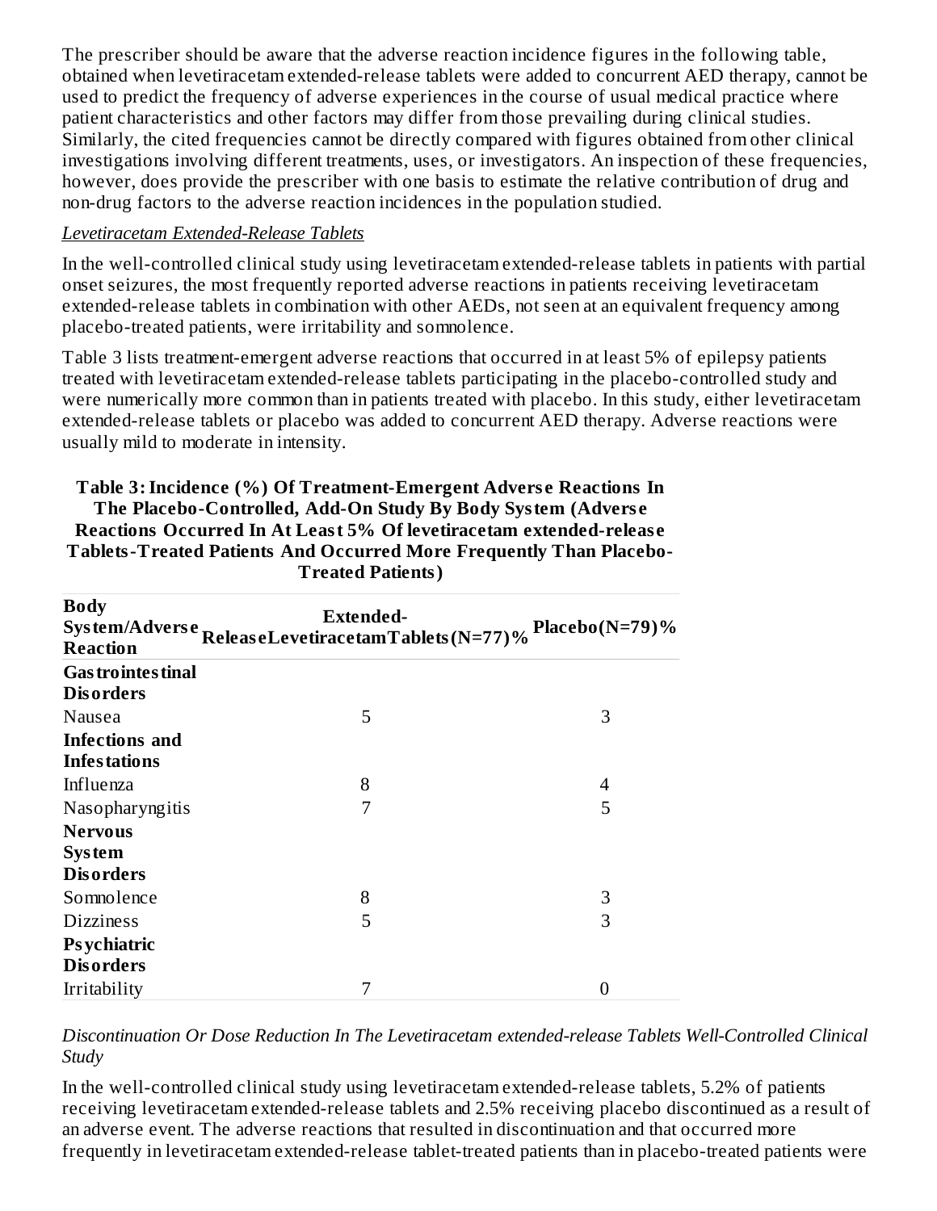The prescriber should be aware that the adverse reaction incidence figures in the following table, obtained when levetiracetam extended-release tablets were added to concurrent AED therapy, cannot be used to predict the frequency of adverse experiences in the course of usual medical practice where patient characteristics and other factors may differ from those prevailing during clinical studies. Similarly, the cited frequencies cannot be directly compared with figures obtained from other clinical investigations involving different treatments, uses, or investigators. An inspection of these frequencies, however, does provide the prescriber with one basis to estimate the relative contribution of drug and non-drug factors to the adverse reaction incidences in the population studied.

*Levetiracetam Extended-Release Tablets*

In the well-controlled clinical study using levetiracetam extended-release tablets in patients with partial onset seizures, the most frequently reported adverse reactions in patients receiving levetiracetam extended-release tablets in combination with other AEDs, not seen at an equivalent frequency among placebo-treated patients, were irritability and somnolence.

Table 3 lists treatment-emergent adverse reactions that occurred in at least 5% of epilepsy patients treated with levetiracetam extended-release tablets participating in the placebo-controlled study and were numerically more common than in patients treated with placebo. In this study, either levetiracetam extended-release tablets or placebo was added to concurrent AED therapy. Adverse reactions were usually mild to moderate in intensity.

**Table 3: Incidence (%) Of Treatment-Emergent Adverse Reactions In The Placebo-Controlled, Add-On Study By Body System (Adverse Reactions Occurred In At Least 5% Of levetiracetam extended-release Tablets-Treated Patients And Occurred More Frequently Than Placebo-Treated Patients)**

| Body System/Adverse Reaction | Extended-Release Levetiracetam Tablets (N=77) % | Placebo (N=79) % |
|---|---|---|
| **Gastrointestinal Disorders** | | |
| Nausea | 5 | 3 |
| **Infections and Infestations** | | |
| Influenza | 8 | 4 |
| Nasopharyngitis | 7 | 5 |
| **Nervous System Disorders** | | |
| Somnolence | 8 | 3 |
| Dizziness | 5 | 3 |
| **Psychiatric Disorders** | | |
| Irritability | 7 | 0 |

*Discontinuation Or Dose Reduction In The Levetiracetam extended-release Tablets Well-Controlled Clinical Study*

In the well-controlled clinical study using levetiracetam extended-release tablets, 5.2% of patients receiving levetiracetam extended-release tablets and 2.5% receiving placebo discontinued as a result of an adverse event. The adverse reactions that resulted in discontinuation and that occurred more frequently in levetiracetam extended-release tablet-treated patients than in placebo-treated patients were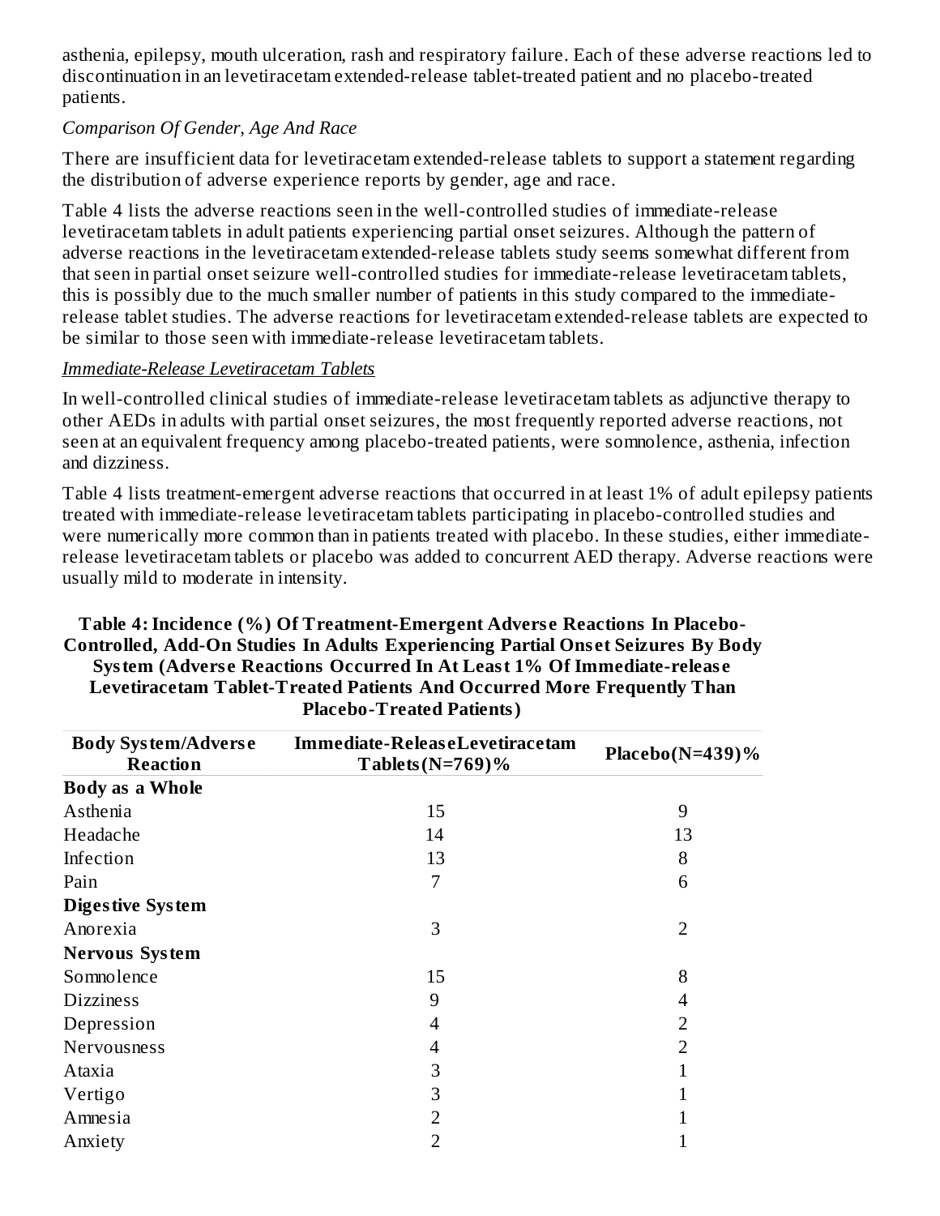asthenia, epilepsy, mouth ulceration, rash and respiratory failure. Each of these adverse reactions led to discontinuation in an levetiracetam extended-release tablet-treated patient and no placebo-treated patients.

*Comparison Of Gender, Age And Race*

There are insufficient data for levetiracetam extended-release tablets to support a statement regarding the distribution of adverse experience reports by gender, age and race.

Table 4 lists the adverse reactions seen in the well-controlled studies of immediate-release levetiracetam tablets in adult patients experiencing partial onset seizures. Although the pattern of adverse reactions in the levetiracetam extended-release tablets study seems somewhat different from that seen in partial onset seizure well-controlled studies for immediate-release levetiracetam tablets, this is possibly due to the much smaller number of patients in this study compared to the immediate-release tablet studies. The adverse reactions for levetiracetam extended-release tablets are expected to be similar to those seen with immediate-release levetiracetam tablets.

<u>*Immediate-Release Levetiracetam Tablets*</u>

In well-controlled clinical studies of immediate-release levetiracetam tablets as adjunctive therapy to other AEDs in adults with partial onset seizures, the most frequently reported adverse reactions, not seen at an equivalent frequency among placebo-treated patients, were somnolence, asthenia, infection and dizziness.

Table 4 lists treatment-emergent adverse reactions that occurred in at least 1% of adult epilepsy patients treated with immediate-release levetiracetam tablets participating in placebo-controlled studies and were numerically more common than in patients treated with placebo. In these studies, either immediate-release levetiracetam tablets or placebo was added to concurrent AED therapy. Adverse reactions were usually mild to moderate in intensity.

**Table 4: Incidence (%) Of Treatment-Emergent Adverse Reactions In Placebo-Controlled, Add-On Studies In Adults Experiencing Partial Onset Seizures By Body System (Adverse Reactions Occurred In At Least 1% Of Immediate-release Levetiracetam Tablet-Treated Patients And Occurred More Frequently Than Placebo-Treated Patients)**

| Body System/Adverse Reaction | Immediate-Release Levetiracetam Tablets (N=769)% | Placebo (N=439)% |
|---|---|---|
| **Body as a Whole** | | |
| Asthenia | 15 | 9 |
| Headache | 14 | 13 |
| Infection | 13 | 8 |
| Pain | 7 | 6 |
| **Digestive System** | | |
| Anorexia | 3 | 2 |
| **Nervous System** | | |
| Somnolence | 15 | 8 |
| Dizziness | 9 | 4 |
| Depression | 4 | 2 |
| Nervousness | 4 | 2 |
| Ataxia | 3 | 1 |
| Vertigo | 3 | 1 |
| Amnesia | 2 | 1 |
| Anxiety | 2 | 1 |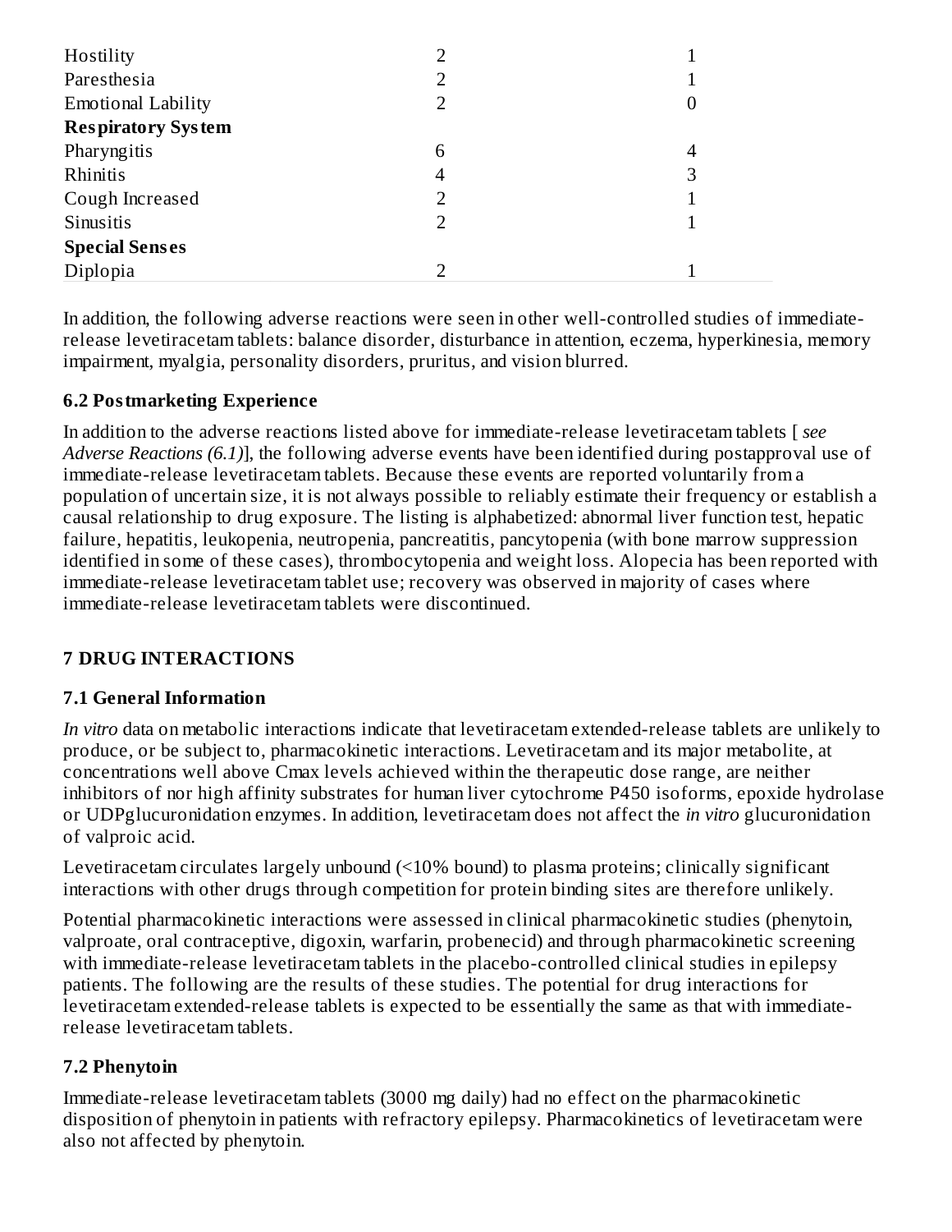| | | |
|---|---|---|
| Hostility | 2 | 1 |
| Paresthesia | 2 | 1 |
| Emotional Lability | 2 | 0 |
| **Respiratory System** | | |
| Pharyngitis | 6 | 4 |
| Rhinitis | 4 | 3 |
| Cough Increased | 2 | 1 |
| Sinusitis | 2 | 1 |
| **Special Senses** | | |
| Diplopia | 2 | 1 |

In addition, the following adverse reactions were seen in other well-controlled studies of immediate-release levetiracetam tablets: balance disorder, disturbance in attention, eczema, hyperkinesia, memory impairment, myalgia, personality disorders, pruritus, and vision blurred.

### 6.2 Postmarketing Experience

In addition to the adverse reactions listed above for immediate-release levetiracetam tablets [ *see Adverse Reactions (6.1)*], the following adverse events have been identified during postapproval use of immediate-release levetiracetam tablets. Because these events are reported voluntarily from a population of uncertain size, it is not always possible to reliably estimate their frequency or establish a causal relationship to drug exposure. The listing is alphabetized: abnormal liver function test, hepatic failure, hepatitis, leukopenia, neutropenia, pancreatitis, pancytopenia (with bone marrow suppression identified in some of these cases), thrombocytopenia and weight loss. Alopecia has been reported with immediate-release levetiracetam tablet use; recovery was observed in majority of cases where immediate-release levetiracetam tablets were discontinued.

## 7 DRUG INTERACTIONS

### 7.1 General Information

*In vitro* data on metabolic interactions indicate that levetiracetam extended-release tablets are unlikely to produce, or be subject to, pharmacokinetic interactions. Levetiracetam and its major metabolite, at concentrations well above Cmax levels achieved within the therapeutic dose range, are neither inhibitors of nor high affinity substrates for human liver cytochrome P450 isoforms, epoxide hydrolase or UDPglucuronidation enzymes. In addition, levetiracetam does not affect the *in vitro* glucuronidation of valproic acid.

Levetiracetam circulates largely unbound (<10% bound) to plasma proteins; clinically significant interactions with other drugs through competition for protein binding sites are therefore unlikely.

Potential pharmacokinetic interactions were assessed in clinical pharmacokinetic studies (phenytoin, valproate, oral contraceptive, digoxin, warfarin, probenecid) and through pharmacokinetic screening with immediate-release levetiracetam tablets in the placebo-controlled clinical studies in epilepsy patients. The following are the results of these studies. The potential for drug interactions for levetiracetam extended-release tablets is expected to be essentially the same as that with immediate-release levetiracetam tablets.

### 7.2 Phenytoin

Immediate-release levetiracetam tablets (3000 mg daily) had no effect on the pharmacokinetic disposition of phenytoin in patients with refractory epilepsy. Pharmacokinetics of levetiracetam were also not affected by phenytoin.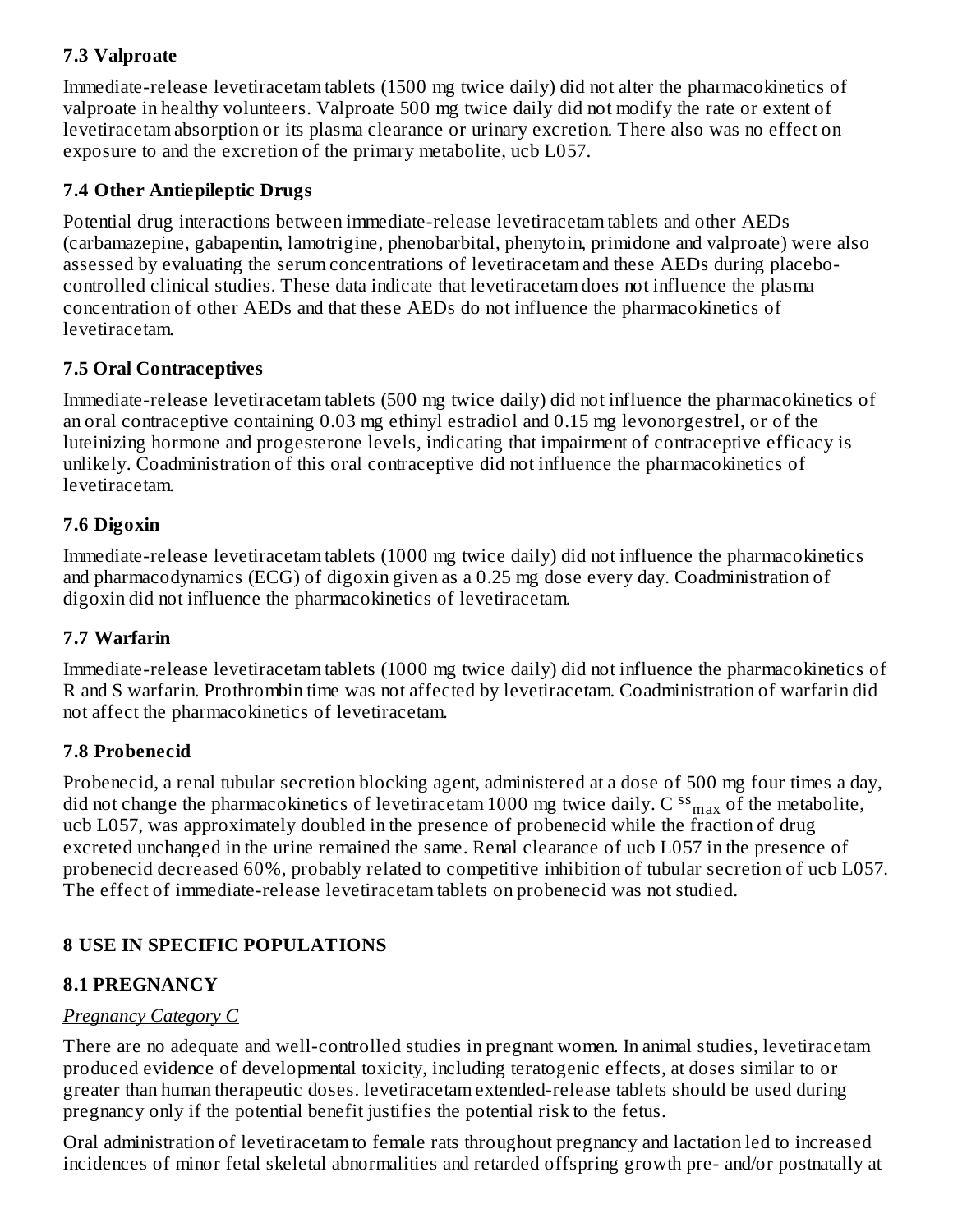### 7.3 Valproate

Immediate-release levetiracetam tablets (1500 mg twice daily) did not alter the pharmacokinetics of valproate in healthy volunteers. Valproate 500 mg twice daily did not modify the rate or extent of levetiracetam absorption or its plasma clearance or urinary excretion. There also was no effect on exposure to and the excretion of the primary metabolite, ucb L057.

### 7.4 Other Antiepileptic Drugs

Potential drug interactions between immediate-release levetiracetam tablets and other AEDs (carbamazepine, gabapentin, lamotrigine, phenobarbital, phenytoin, primidone and valproate) were also assessed by evaluating the serum concentrations of levetiracetam and these AEDs during placebo-controlled clinical studies. These data indicate that levetiracetam does not influence the plasma concentration of other AEDs and that these AEDs do not influence the pharmacokinetics of levetiracetam.

### 7.5 Oral Contraceptives

Immediate-release levetiracetam tablets (500 mg twice daily) did not influence the pharmacokinetics of an oral contraceptive containing 0.03 mg ethinyl estradiol and 0.15 mg levonorgestrel, or of the luteinizing hormone and progesterone levels, indicating that impairment of contraceptive efficacy is unlikely. Coadministration of this oral contraceptive did not influence the pharmacokinetics of levetiracetam.

### 7.6 Digoxin

Immediate-release levetiracetam tablets (1000 mg twice daily) did not influence the pharmacokinetics and pharmacodynamics (ECG) of digoxin given as a 0.25 mg dose every day. Coadministration of digoxin did not influence the pharmacokinetics of levetiracetam.

### 7.7 Warfarin

Immediate-release levetiracetam tablets (1000 mg twice daily) did not influence the pharmacokinetics of R and S warfarin. Prothrombin time was not affected by levetiracetam. Coadministration of warfarin did not affect the pharmacokinetics of levetiracetam.

### 7.8 Probenecid

Probenecid, a renal tubular secretion blocking agent, administered at a dose of 500 mg four times a day, did not change the pharmacokinetics of levetiracetam 1000 mg twice daily. $C^{ss}_{max}$ of the metabolite, ucb L057, was approximately doubled in the presence of probenecid while the fraction of drug excreted unchanged in the urine remained the same. Renal clearance of ucb L057 in the presence of probenecid decreased 60%, probably related to competitive inhibition of tubular secretion of ucb L057. The effect of immediate-release levetiracetam tablets on probenecid was not studied.

## 8 USE IN SPECIFIC POPULATIONS

### 8.1 PREGNANCY

*Pregnancy Category C*

There are no adequate and well-controlled studies in pregnant women. In animal studies, levetiracetam produced evidence of developmental toxicity, including teratogenic effects, at doses similar to or greater than human therapeutic doses. levetiracetam extended-release tablets should be used during pregnancy only if the potential benefit justifies the potential risk to the fetus.

Oral administration of levetiracetam to female rats throughout pregnancy and lactation led to increased incidences of minor fetal skeletal abnormalities and retarded offspring growth pre- and/or postnatally at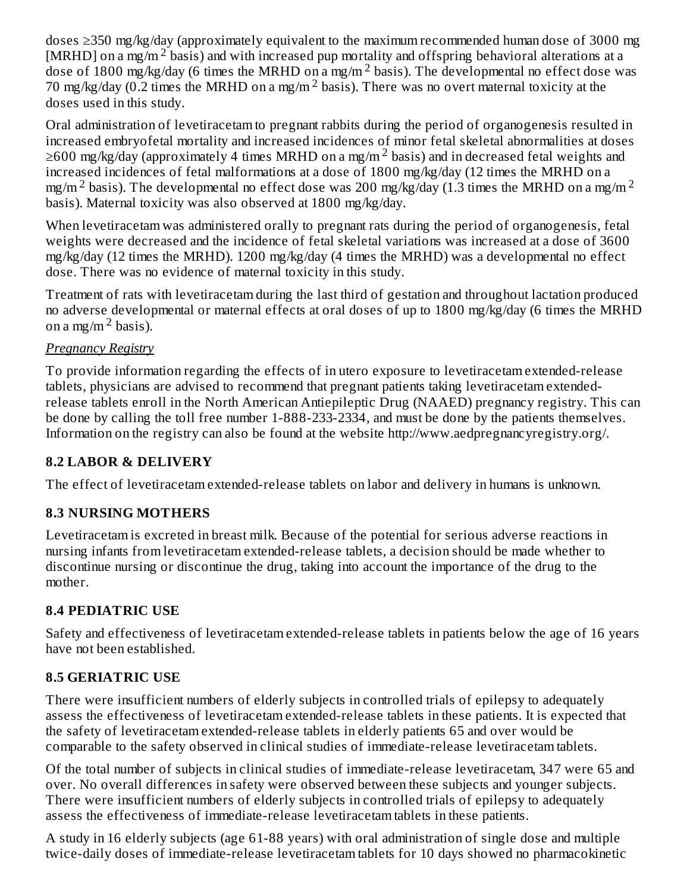doses ≥350 mg/kg/day (approximately equivalent to the maximum recommended human dose of 3000 mg [MRHD] on a mg/m$^2$ basis) and with increased pup mortality and offspring behavioral alterations at a dose of 1800 mg/kg/day (6 times the MRHD on a mg/m$^2$ basis). The developmental no effect dose was 70 mg/kg/day (0.2 times the MRHD on a mg/m$^2$ basis). There was no overt maternal toxicity at the doses used in this study.

Oral administration of levetiracetam to pregnant rabbits during the period of organogenesis resulted in increased embryofetal mortality and increased incidences of minor fetal skeletal abnormalities at doses ≥600 mg/kg/day (approximately 4 times MRHD on a mg/m$^2$ basis) and in decreased fetal weights and increased incidences of fetal malformations at a dose of 1800 mg/kg/day (12 times the MRHD on a mg/m$^2$ basis). The developmental no effect dose was 200 mg/kg/day (1.3 times the MRHD on a mg/m$^2$ basis). Maternal toxicity was also observed at 1800 mg/kg/day.

When levetiracetam was administered orally to pregnant rats during the period of organogenesis, fetal weights were decreased and the incidence of fetal skeletal variations was increased at a dose of 3600 mg/kg/day (12 times the MRHD). 1200 mg/kg/day (4 times the MRHD) was a developmental no effect dose. There was no evidence of maternal toxicity in this study.

Treatment of rats with levetiracetam during the last third of gestation and throughout lactation produced no adverse developmental or maternal effects at oral doses of up to 1800 mg/kg/day (6 times the MRHD on a mg/m$^2$ basis).

*Pregnancy Registry*

To provide information regarding the effects of in utero exposure to levetiracetam extended-release tablets, physicians are advised to recommend that pregnant patients taking levetiracetam extended-release tablets enroll in the North American Antiepileptic Drug (NAAED) pregnancy registry. This can be done by calling the toll free number 1-888-233-2334, and must be done by the patients themselves. Information on the registry can also be found at the website http://www.aedpregnancyregistry.org/.

### 8.2 LABOR & DELIVERY

The effect of levetiracetam extended-release tablets on labor and delivery in humans is unknown.

### 8.3 NURSING MOTHERS

Levetiracetam is excreted in breast milk. Because of the potential for serious adverse reactions in nursing infants from levetiracetam extended-release tablets, a decision should be made whether to discontinue nursing or discontinue the drug, taking into account the importance of the drug to the mother.

### 8.4 PEDIATRIC USE

Safety and effectiveness of levetiracetam extended-release tablets in patients below the age of 16 years have not been established.

### 8.5 GERIATRIC USE

There were insufficient numbers of elderly subjects in controlled trials of epilepsy to adequately assess the effectiveness of levetiracetam extended-release tablets in these patients. It is expected that the safety of levetiracetam extended-release tablets in elderly patients 65 and over would be comparable to the safety observed in clinical studies of immediate-release levetiracetam tablets.

Of the total number of subjects in clinical studies of immediate-release levetiracetam, 347 were 65 and over. No overall differences in safety were observed between these subjects and younger subjects. There were insufficient numbers of elderly subjects in controlled trials of epilepsy to adequately assess the effectiveness of immediate-release levetiracetam tablets in these patients.

A study in 16 elderly subjects (age 61-88 years) with oral administration of single dose and multiple twice-daily doses of immediate-release levetiracetam tablets for 10 days showed no pharmacokinetic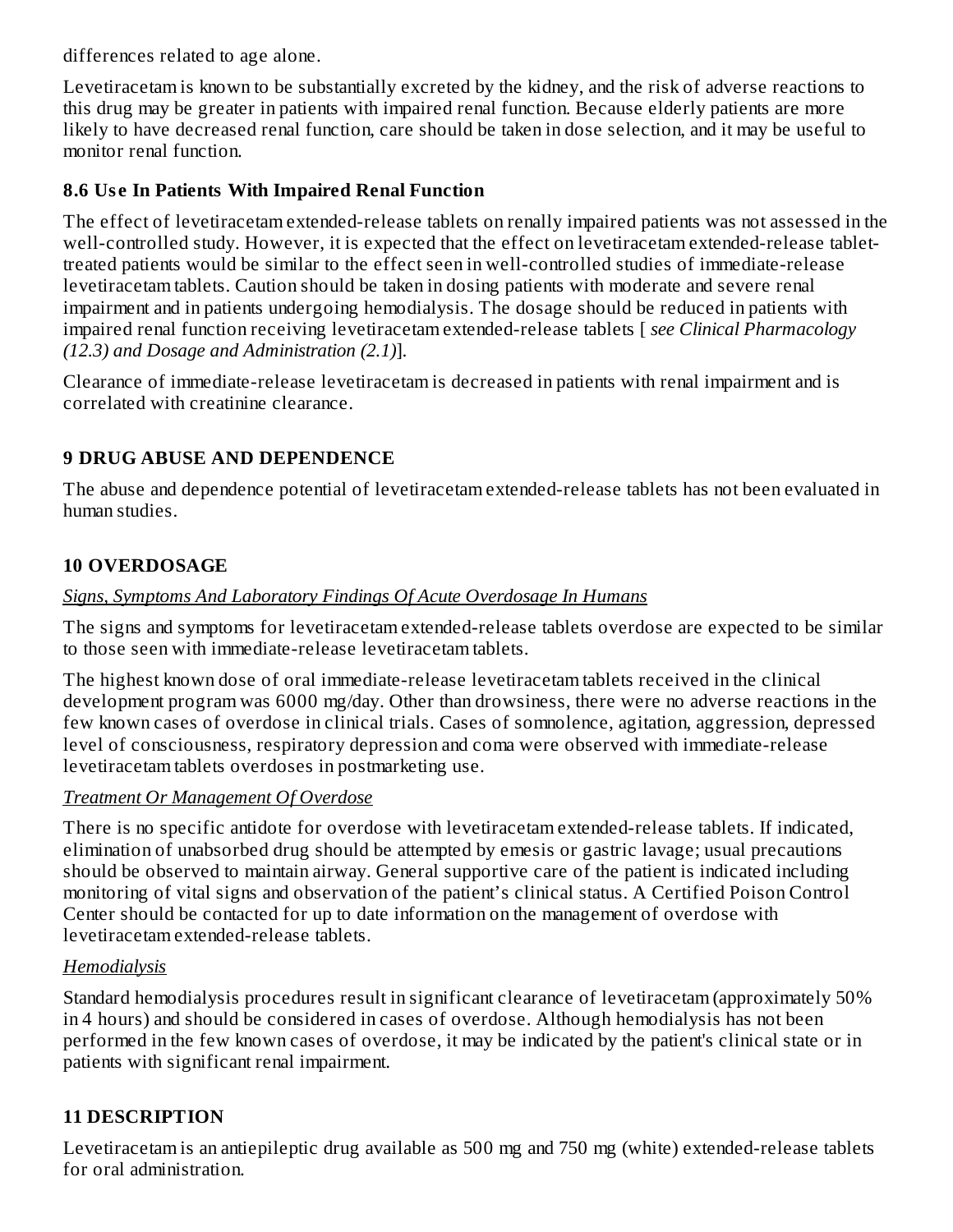differences related to age alone.

Levetiracetam is known to be substantially excreted by the kidney, and the risk of adverse reactions to this drug may be greater in patients with impaired renal function. Because elderly patients are more likely to have decreased renal function, care should be taken in dose selection, and it may be useful to monitor renal function.

### 8.6 Use In Patients With Impaired Renal Function

The effect of levetiracetam extended-release tablets on renally impaired patients was not assessed in the well-controlled study. However, it is expected that the effect on levetiracetam extended-release tablet-treated patients would be similar to the effect seen in well-controlled studies of immediate-release levetiracetam tablets. Caution should be taken in dosing patients with moderate and severe renal impairment and in patients undergoing hemodialysis. The dosage should be reduced in patients with impaired renal function receiving levetiracetam extended-release tablets [ *see Clinical Pharmacology (12.3) and Dosage and Administration (2.1)*].

Clearance of immediate-release levetiracetam is decreased in patients with renal impairment and is correlated with creatinine clearance.

## 9 DRUG ABUSE AND DEPENDENCE

The abuse and dependence potential of levetiracetam extended-release tablets has not been evaluated in human studies.

## 10 OVERDOSAGE

*Signs, Symptoms And Laboratory Findings Of Acute Overdosage In Humans*

The signs and symptoms for levetiracetam extended-release tablets overdose are expected to be similar to those seen with immediate-release levetiracetam tablets.

The highest known dose of oral immediate-release levetiracetam tablets received in the clinical development program was 6000 mg/day. Other than drowsiness, there were no adverse reactions in the few known cases of overdose in clinical trials. Cases of somnolence, agitation, aggression, depressed level of consciousness, respiratory depression and coma were observed with immediate-release levetiracetam tablets overdoses in postmarketing use.

*Treatment Or Management Of Overdose*

There is no specific antidote for overdose with levetiracetam extended-release tablets. If indicated, elimination of unabsorbed drug should be attempted by emesis or gastric lavage; usual precautions should be observed to maintain airway. General supportive care of the patient is indicated including monitoring of vital signs and observation of the patient's clinical status. A Certified Poison Control Center should be contacted for up to date information on the management of overdose with levetiracetam extended-release tablets.

*Hemodialysis*

Standard hemodialysis procedures result in significant clearance of levetiracetam (approximately 50% in 4 hours) and should be considered in cases of overdose. Although hemodialysis has not been performed in the few known cases of overdose, it may be indicated by the patient's clinical state or in patients with significant renal impairment.

## 11 DESCRIPTION

Levetiracetam is an antiepileptic drug available as 500 mg and 750 mg (white) extended-release tablets for oral administration.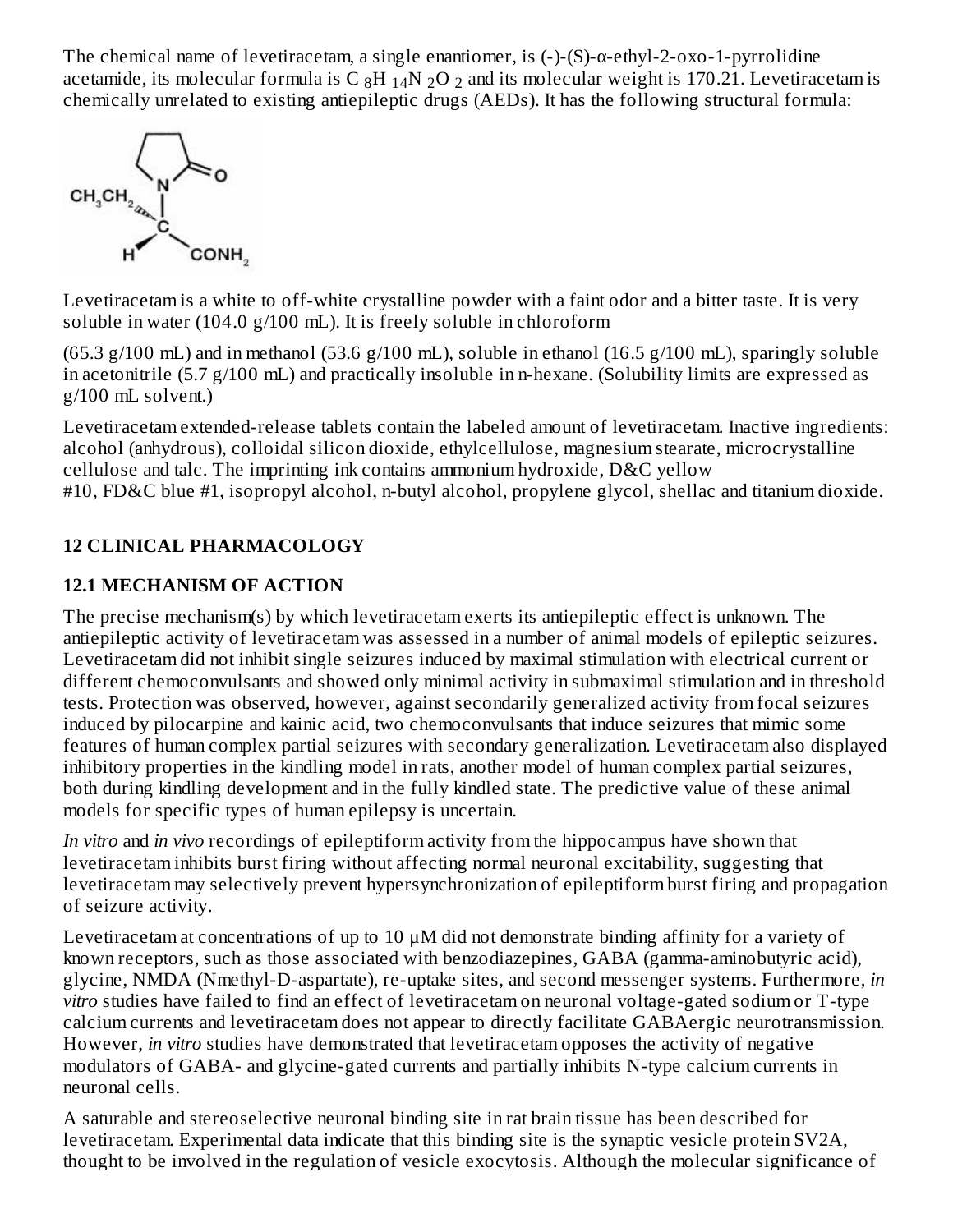The chemical name of levetiracetam, a single enantiomer, is (-)-(S)-α-ethyl-2-oxo-1-pyrrolidine acetamide, its molecular formula is $C_8H_{14}N_2O_2$ and its molecular weight is 170.21. Levetiracetam is chemically unrelated to existing antiepileptic drugs (AEDs). It has the following structural formula:

Levetiracetam is a white to off-white crystalline powder with a faint odor and a bitter taste. It is very soluble in water (104.0 g/100 mL). It is freely soluble in chloroform

(65.3 g/100 mL) and in methanol (53.6 g/100 mL), soluble in ethanol (16.5 g/100 mL), sparingly soluble in acetonitrile (5.7 g/100 mL) and practically insoluble in n-hexane. (Solubility limits are expressed as g/100 mL solvent.)

Levetiracetam extended-release tablets contain the labeled amount of levetiracetam. Inactive ingredients: alcohol (anhydrous), colloidal silicon dioxide, ethylcellulose, magnesium stearate, microcrystalline cellulose and talc. The imprinting ink contains ammonium hydroxide, D&C yellow #10, FD&C blue #1, isopropyl alcohol, n-butyl alcohol, propylene glycol, shellac and titanium dioxide.

## 12 CLINICAL PHARMACOLOGY

### 12.1 MECHANISM OF ACTION

The precise mechanism(s) by which levetiracetam exerts its antiepileptic effect is unknown. The antiepileptic activity of levetiracetam was assessed in a number of animal models of epileptic seizures. Levetiracetam did not inhibit single seizures induced by maximal stimulation with electrical current or different chemoconvulsants and showed only minimal activity in submaximal stimulation and in threshold tests. Protection was observed, however, against secondarily generalized activity from focal seizures induced by pilocarpine and kainic acid, two chemoconvulsants that induce seizures that mimic some features of human complex partial seizures with secondary generalization. Levetiracetam also displayed inhibitory properties in the kindling model in rats, another model of human complex partial seizures, both during kindling development and in the fully kindled state. The predictive value of these animal models for specific types of human epilepsy is uncertain.

*In vitro* and *in vivo* recordings of epileptiform activity from the hippocampus have shown that levetiracetam inhibits burst firing without affecting normal neuronal excitability, suggesting that levetiracetam may selectively prevent hypersynchronization of epileptiform burst firing and propagation of seizure activity.

Levetiracetam at concentrations of up to 10 μM did not demonstrate binding affinity for a variety of known receptors, such as those associated with benzodiazepines, GABA (gamma-aminobutyric acid), glycine, NMDA (Nmethyl-D-aspartate), re-uptake sites, and second messenger systems. Furthermore, *in vitro* studies have failed to find an effect of levetiracetam on neuronal voltage-gated sodium or T-type calcium currents and levetiracetam does not appear to directly facilitate GABAergic neurotransmission. However, *in vitro* studies have demonstrated that levetiracetam opposes the activity of negative modulators of GABA- and glycine-gated currents and partially inhibits N-type calcium currents in neuronal cells.

A saturable and stereoselective neuronal binding site in rat brain tissue has been described for levetiracetam. Experimental data indicate that this binding site is the synaptic vesicle protein SV2A, thought to be involved in the regulation of vesicle exocytosis. Although the molecular significance of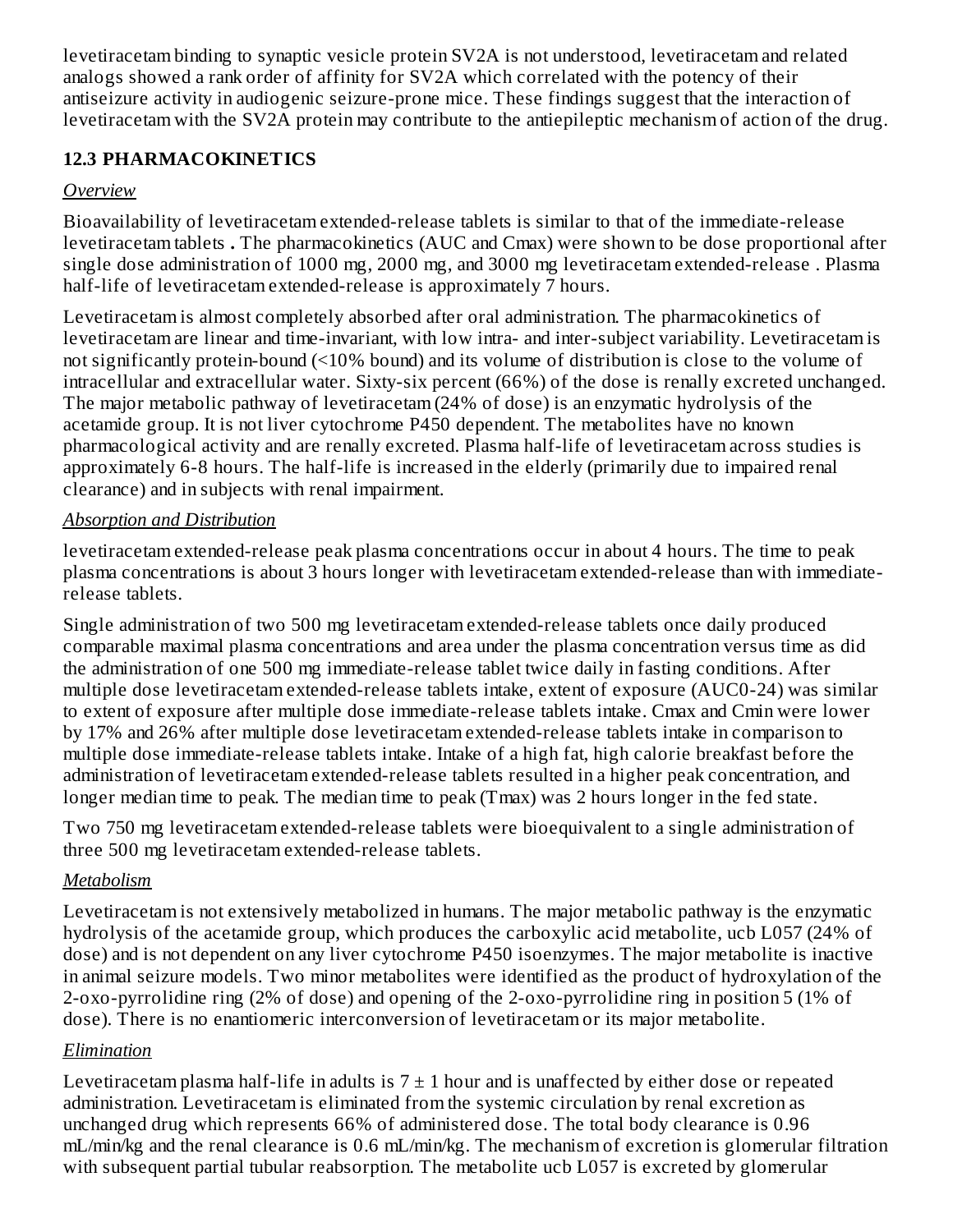levetiracetam binding to synaptic vesicle protein SV2A is not understood, levetiracetam and related analogs showed a rank order of affinity for SV2A which correlated with the potency of their antiseizure activity in audiogenic seizure-prone mice. These findings suggest that the interaction of levetiracetam with the SV2A protein may contribute to the antiepileptic mechanism of action of the drug.

### 12.3 PHARMACOKINETICS

*Overview*

Bioavailability of levetiracetam extended-release tablets is similar to that of the immediate-release levetiracetam tablets **.** The pharmacokinetics (AUC and Cmax) were shown to be dose proportional after single dose administration of 1000 mg, 2000 mg, and 3000 mg levetiracetam extended-release . Plasma half-life of levetiracetam extended-release is approximately 7 hours.

Levetiracetam is almost completely absorbed after oral administration. The pharmacokinetics of levetiracetam are linear and time-invariant, with low intra- and inter-subject variability. Levetiracetam is not significantly protein-bound (<10% bound) and its volume of distribution is close to the volume of intracellular and extracellular water. Sixty-six percent (66%) of the dose is renally excreted unchanged. The major metabolic pathway of levetiracetam (24% of dose) is an enzymatic hydrolysis of the acetamide group. It is not liver cytochrome P450 dependent. The metabolites have no known pharmacological activity and are renally excreted. Plasma half-life of levetiracetam across studies is approximately 6-8 hours. The half-life is increased in the elderly (primarily due to impaired renal clearance) and in subjects with renal impairment.

*Absorption and Distribution*

levetiracetam extended-release peak plasma concentrations occur in about 4 hours. The time to peak plasma concentrations is about 3 hours longer with levetiracetam extended-release than with immediate-release tablets.

Single administration of two 500 mg levetiracetam extended-release tablets once daily produced comparable maximal plasma concentrations and area under the plasma concentration versus time as did the administration of one 500 mg immediate-release tablet twice daily in fasting conditions. After multiple dose levetiracetam extended-release tablets intake, extent of exposure ($AUC_{0-24}$) was similar to extent of exposure after multiple dose immediate-release tablets intake. Cmax and Cmin were lower by 17% and 26% after multiple dose levetiracetam extended-release tablets intake in comparison to multiple dose immediate-release tablets intake. Intake of a high fat, high calorie breakfast before the administration of levetiracetam extended-release tablets resulted in a higher peak concentration, and longer median time to peak. The median time to peak (Tmax) was 2 hours longer in the fed state.

Two 750 mg levetiracetam extended-release tablets were bioequivalent to a single administration of three 500 mg levetiracetam extended-release tablets.

*Metabolism*

Levetiracetam is not extensively metabolized in humans. The major metabolic pathway is the enzymatic hydrolysis of the acetamide group, which produces the carboxylic acid metabolite, ucb L057 (24% of dose) and is not dependent on any liver cytochrome P450 isoenzymes. The major metabolite is inactive in animal seizure models. Two minor metabolites were identified as the product of hydroxylation of the 2-oxo-pyrrolidine ring (2% of dose) and opening of the 2-oxo-pyrrolidine ring in position 5 (1% of dose). There is no enantiomeric interconversion of levetiracetam or its major metabolite.

*Elimination*

Levetiracetam plasma half-life in adults is $7 \pm 1$ hour and is unaffected by either dose or repeated administration. Levetiracetam is eliminated from the systemic circulation by renal excretion as unchanged drug which represents 66% of administered dose. The total body clearance is 0.96 mL/min/kg and the renal clearance is 0.6 mL/min/kg. The mechanism of excretion is glomerular filtration with subsequent partial tubular reabsorption. The metabolite ucb L057 is excreted by glomerular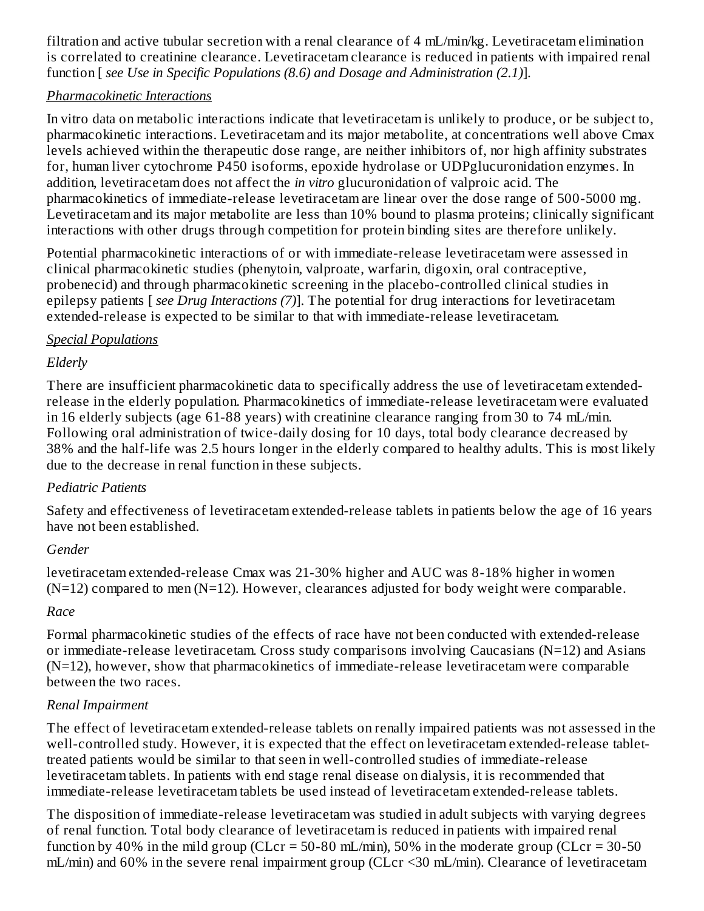filtration and active tubular secretion with a renal clearance of 4 mL/min/kg. Levetiracetam elimination is correlated to creatinine clearance. Levetiracetam clearance is reduced in patients with impaired renal function [ *see Use in Specific Populations (8.6) and Dosage and Administration (2.1)*].

*Pharmacokinetic Interactions*

In vitro data on metabolic interactions indicate that levetiracetam is unlikely to produce, or be subject to, pharmacokinetic interactions. Levetiracetam and its major metabolite, at concentrations well above Cmax levels achieved within the therapeutic dose range, are neither inhibitors of, nor high affinity substrates for, human liver cytochrome P450 isoforms, epoxide hydrolase or UDPglucuronidation enzymes. In addition, levetiracetam does not affect the *in vitro* glucuronidation of valproic acid. The pharmacokinetics of immediate-release levetiracetam are linear over the dose range of 500-5000 mg. Levetiracetam and its major metabolite are less than 10% bound to plasma proteins; clinically significant interactions with other drugs through competition for protein binding sites are therefore unlikely.

Potential pharmacokinetic interactions of or with immediate-release levetiracetam were assessed in clinical pharmacokinetic studies (phenytoin, valproate, warfarin, digoxin, oral contraceptive, probenecid) and through pharmacokinetic screening in the placebo-controlled clinical studies in epilepsy patients [ *see Drug Interactions (7)*]. The potential for drug interactions for levetiracetam extended-release is expected to be similar to that with immediate-release levetiracetam.

*Special Populations*

*Elderly*

There are insufficient pharmacokinetic data to specifically address the use of levetiracetam extended-release in the elderly population. Pharmacokinetics of immediate-release levetiracetam were evaluated in 16 elderly subjects (age 61-88 years) with creatinine clearance ranging from 30 to 74 mL/min. Following oral administration of twice-daily dosing for 10 days, total body clearance decreased by 38% and the half-life was 2.5 hours longer in the elderly compared to healthy adults. This is most likely due to the decrease in renal function in these subjects.

*Pediatric Patients*

Safety and effectiveness of levetiracetam extended-release tablets in patients below the age of 16 years have not been established.

*Gender*

levetiracetam extended-release Cmax was 21-30% higher and AUC was 8-18% higher in women (N=12) compared to men (N=12). However, clearances adjusted for body weight were comparable.

*Race*

Formal pharmacokinetic studies of the effects of race have not been conducted with extended-release or immediate-release levetiracetam. Cross study comparisons involving Caucasians (N=12) and Asians (N=12), however, show that pharmacokinetics of immediate-release levetiracetam were comparable between the two races.

*Renal Impairment*

The effect of levetiracetam extended-release tablets on renally impaired patients was not assessed in the well-controlled study. However, it is expected that the effect on levetiracetam extended-release tablet-treated patients would be similar to that seen in well-controlled studies of immediate-release levetiracetam tablets. In patients with end stage renal disease on dialysis, it is recommended that immediate-release levetiracetam tablets be used instead of levetiracetam extended-release tablets.

The disposition of immediate-release levetiracetam was studied in adult subjects with varying degrees of renal function. Total body clearance of levetiracetam is reduced in patients with impaired renal function by 40% in the mild group (CLcr = 50-80 mL/min), 50% in the moderate group (CLcr = 30-50 mL/min) and 60% in the severe renal impairment group (CLcr <30 mL/min). Clearance of levetiracetam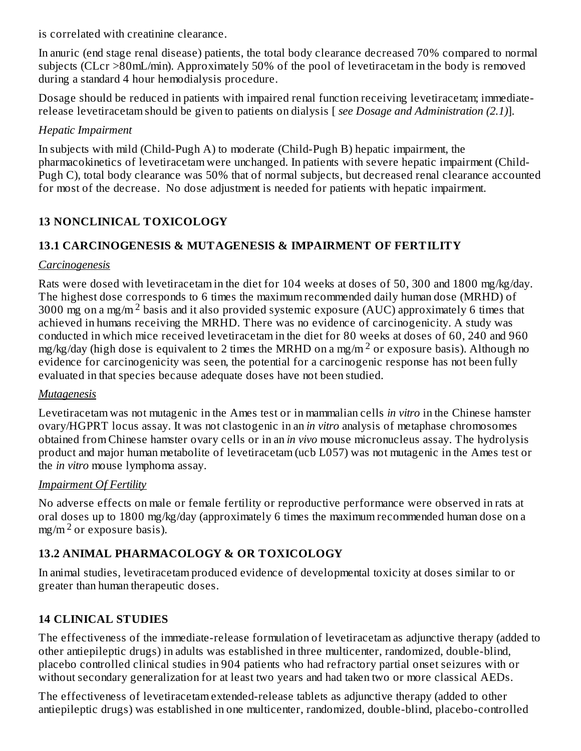is correlated with creatinine clearance.

In anuric (end stage renal disease) patients, the total body clearance decreased 70% compared to normal subjects (CLcr >80mL/min). Approximately 50% of the pool of levetiracetam in the body is removed during a standard 4 hour hemodialysis procedure.

Dosage should be reduced in patients with impaired renal function receiving levetiracetam; immediate-release levetiracetam should be given to patients on dialysis [ *see Dosage and Administration (2.1)*].

*Hepatic Impairment*

In subjects with mild (Child-Pugh A) to moderate (Child-Pugh B) hepatic impairment, the pharmacokinetics of levetiracetam were unchanged. In patients with severe hepatic impairment (Child-Pugh C), total body clearance was 50% that of normal subjects, but decreased renal clearance accounted for most of the decrease. No dose adjustment is needed for patients with hepatic impairment.

## 13 NONCLINICAL TOXICOLOGY

### 13.1 CARCINOGENESIS & MUTAGENESIS & IMPAIRMENT OF FERTILITY

*Carcinogenesis*

Rats were dosed with levetiracetam in the diet for 104 weeks at doses of 50, 300 and 1800 mg/kg/day. The highest dose corresponds to 6 times the maximum recommended daily human dose (MRHD) of 3000 mg on a mg/m$^2$ basis and it also provided systemic exposure (AUC) approximately 6 times that achieved in humans receiving the MRHD. There was no evidence of carcinogenicity. A study was conducted in which mice received levetiracetam in the diet for 80 weeks at doses of 60, 240 and 960 mg/kg/day (high dose is equivalent to 2 times the MRHD on a mg/m$^2$ or exposure basis). Although no evidence for carcinogenicity was seen, the potential for a carcinogenic response has not been fully evaluated in that species because adequate doses have not been studied.

*Mutagenesis*

Levetiracetam was not mutagenic in the Ames test or in mammalian cells *in vitro* in the Chinese hamster ovary/HGPRT locus assay. It was not clastogenic in an *in vitro* analysis of metaphase chromosomes obtained from Chinese hamster ovary cells or in an *in vivo* mouse micronucleus assay. The hydrolysis product and major human metabolite of levetiracetam (ucb L057) was not mutagenic in the Ames test or the *in vitro* mouse lymphoma assay.

*Impairment Of Fertility*

No adverse effects on male or female fertility or reproductive performance were observed in rats at oral doses up to 1800 mg/kg/day (approximately 6 times the maximum recommended human dose on a mg/m$^2$ or exposure basis).

### 13.2 ANIMAL PHARMACOLOGY & OR TOXICOLOGY

In animal studies, levetiracetam produced evidence of developmental toxicity at doses similar to or greater than human therapeutic doses.

## 14 CLINICAL STUDIES

The effectiveness of the immediate-release formulation of levetiracetam as adjunctive therapy (added to other antiepileptic drugs) in adults was established in three multicenter, randomized, double-blind, placebo controlled clinical studies in 904 patients who had refractory partial onset seizures with or without secondary generalization for at least two years and had taken two or more classical AEDs.

The effectiveness of levetiracetam extended-release tablets as adjunctive therapy (added to other antiepileptic drugs) was established in one multicenter, randomized, double-blind, placebo-controlled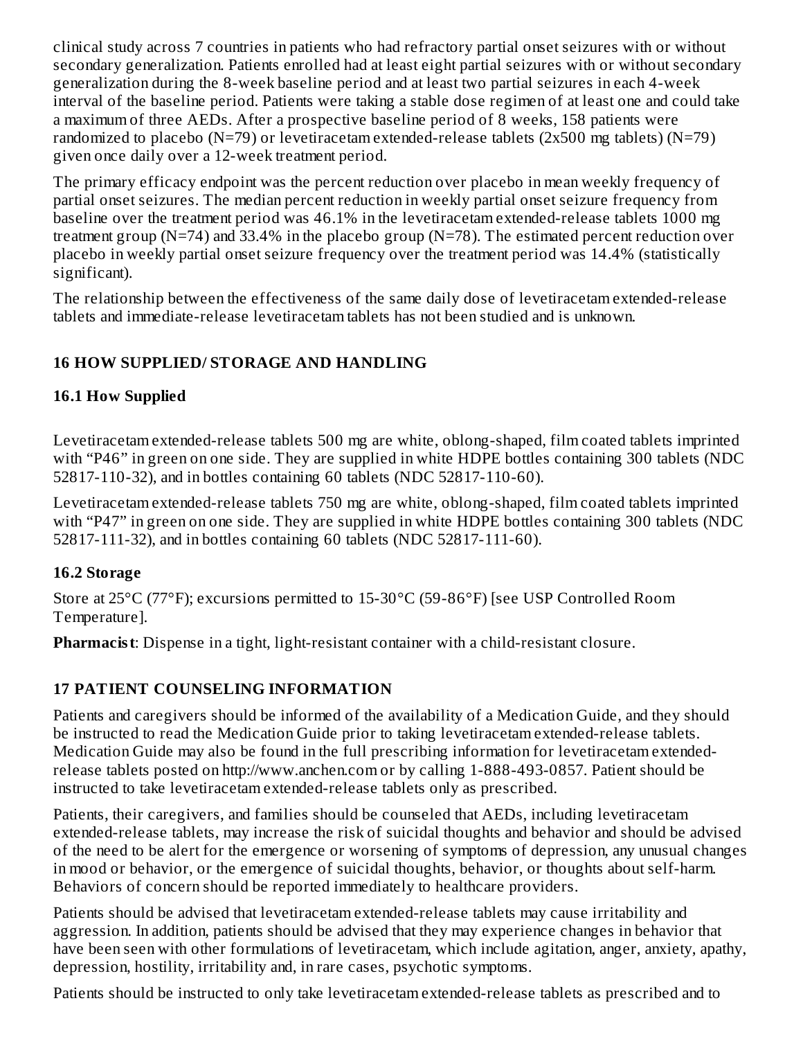clinical study across 7 countries in patients who had refractory partial onset seizures with or without secondary generalization. Patients enrolled had at least eight partial seizures with or without secondary generalization during the 8-week baseline period and at least two partial seizures in each 4-week interval of the baseline period. Patients were taking a stable dose regimen of at least one and could take a maximum of three AEDs. After a prospective baseline period of 8 weeks, 158 patients were randomized to placebo (N=79) or levetiracetam extended-release tablets (2x500 mg tablets) (N=79) given once daily over a 12-week treatment period.

The primary efficacy endpoint was the percent reduction over placebo in mean weekly frequency of partial onset seizures. The median percent reduction in weekly partial onset seizure frequency from baseline over the treatment period was 46.1% in the levetiracetam extended-release tablets 1000 mg treatment group (N=74) and 33.4% in the placebo group (N=78). The estimated percent reduction over placebo in weekly partial onset seizure frequency over the treatment period was 14.4% (statistically significant).

The relationship between the effectiveness of the same daily dose of levetiracetam extended-release tablets and immediate-release levetiracetam tablets has not been studied and is unknown.

## 16 HOW SUPPLIED/ STORAGE AND HANDLING

### 16.1 How Supplied

Levetiracetam extended-release tablets 500 mg are white, oblong-shaped, film coated tablets imprinted with "P46" in green on one side. They are supplied in white HDPE bottles containing 300 tablets (NDC 52817-110-32), and in bottles containing 60 tablets (NDC 52817-110-60).

Levetiracetam extended-release tablets 750 mg are white, oblong-shaped, film coated tablets imprinted with "P47" in green on one side. They are supplied in white HDPE bottles containing 300 tablets (NDC 52817-111-32), and in bottles containing 60 tablets (NDC 52817-111-60).

### 16.2 Storage

Store at 25°C (77°F); excursions permitted to 15-30°C (59-86°F) [see USP Controlled Room Temperature].

**Pharmacist**: Dispense in a tight, light-resistant container with a child-resistant closure.

## 17 PATIENT COUNSELING INFORMATION

Patients and caregivers should be informed of the availability of a Medication Guide, and they should be instructed to read the Medication Guide prior to taking levetiracetam extended-release tablets. Medication Guide may also be found in the full prescribing information for levetiracetam extended-release tablets posted on http://www.anchen.com or by calling 1-888-493-0857. Patient should be instructed to take levetiracetam extended-release tablets only as prescribed.

Patients, their caregivers, and families should be counseled that AEDs, including levetiracetam extended-release tablets, may increase the risk of suicidal thoughts and behavior and should be advised of the need to be alert for the emergence or worsening of symptoms of depression, any unusual changes in mood or behavior, or the emergence of suicidal thoughts, behavior, or thoughts about self-harm. Behaviors of concern should be reported immediately to healthcare providers.

Patients should be advised that levetiracetam extended-release tablets may cause irritability and aggression. In addition, patients should be advised that they may experience changes in behavior that have been seen with other formulations of levetiracetam, which include agitation, anger, anxiety, apathy, depression, hostility, irritability and, in rare cases, psychotic symptoms.

Patients should be instructed to only take levetiracetam extended-release tablets as prescribed and to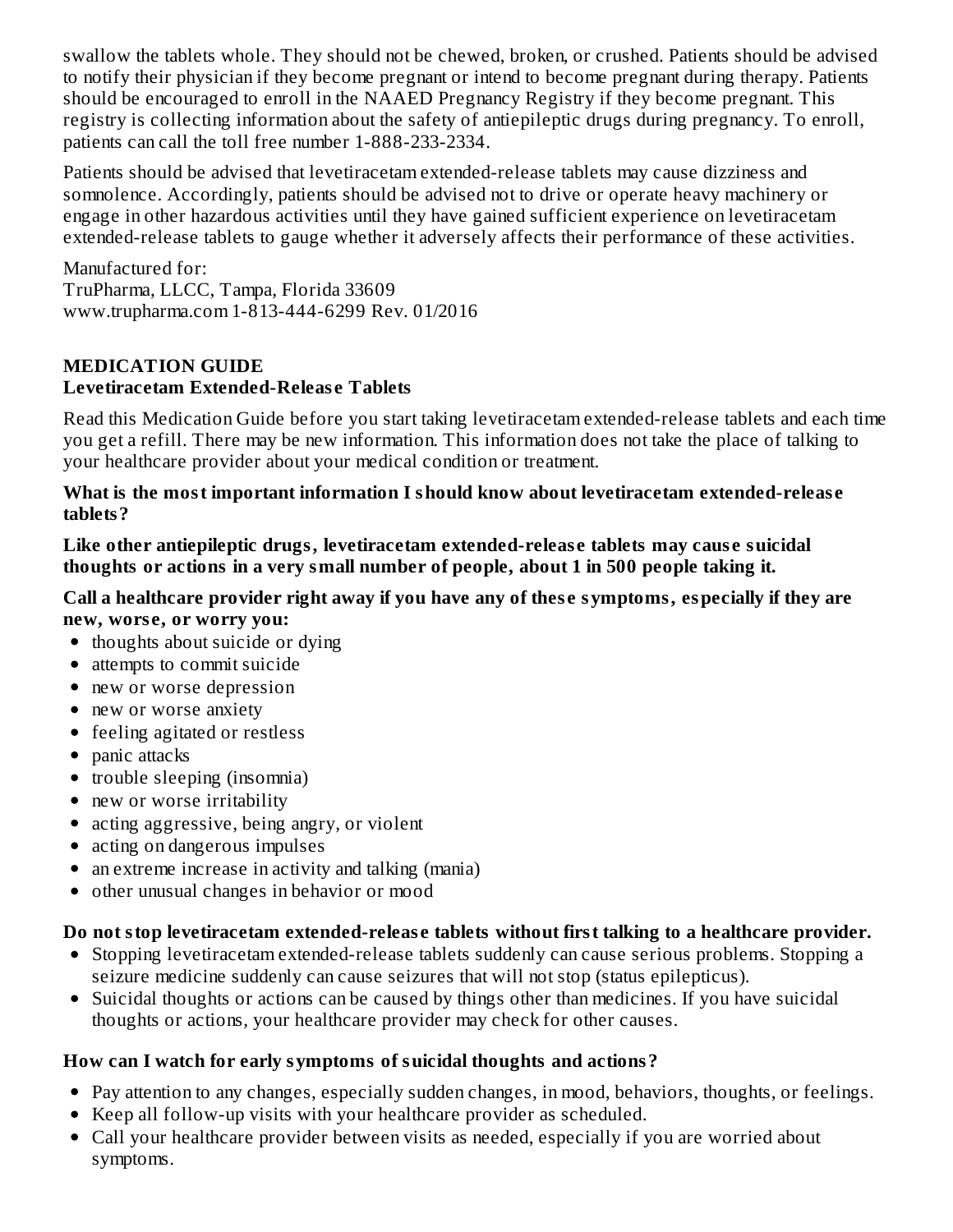swallow the tablets whole. They should not be chewed, broken, or crushed. Patients should be advised to notify their physician if they become pregnant or intend to become pregnant during therapy. Patients should be encouraged to enroll in the NAAED Pregnancy Registry if they become pregnant. This registry is collecting information about the safety of antiepileptic drugs during pregnancy. To enroll, patients can call the toll free number 1-888-233-2334.

Patients should be advised that levetiracetam extended-release tablets may cause dizziness and somnolence. Accordingly, patients should be advised not to drive or operate heavy machinery or engage in other hazardous activities until they have gained sufficient experience on levetiracetam extended-release tablets to gauge whether it adversely affects their performance of these activities.

Manufactured for:
TruPharma, LLCC, Tampa, Florida 33609
www.trupharma.com 1-813-444-6299 Rev. 01/2016

## MEDICATION GUIDE
### Levetiracetam Extended-Release Tablets

Read this Medication Guide before you start taking levetiracetam extended-release tablets and each time you get a refill. There may be new information. This information does not take the place of talking to your healthcare provider about your medical condition or treatment.

**What is the most important information I should know about levetiracetam extended-release tablets?**

**Like other antiepileptic drugs, levetiracetam extended-release tablets may cause suicidal thoughts or actions in a very small number of people, about 1 in 500 people taking it.**

**Call a healthcare provider right away if you have any of these symptoms, especially if they are new, worse, or worry you:**

- thoughts about suicide or dying
- attempts to commit suicide
- new or worse depression
- new or worse anxiety
- feeling agitated or restless
- panic attacks
- trouble sleeping (insomnia)
- new or worse irritability
- acting aggressive, being angry, or violent
- acting on dangerous impulses
- an extreme increase in activity and talking (mania)
- other unusual changes in behavior or mood

**Do not stop levetiracetam extended-release tablets without first talking to a healthcare provider.**

- Stopping levetiracetam extended-release tablets suddenly can cause serious problems. Stopping a seizure medicine suddenly can cause seizures that will not stop (status epilepticus).
- Suicidal thoughts or actions can be caused by things other than medicines. If you have suicidal thoughts or actions, your healthcare provider may check for other causes.

**How can I watch for early symptoms of suicidal thoughts and actions?**

- Pay attention to any changes, especially sudden changes, in mood, behaviors, thoughts, or feelings.
- Keep all follow-up visits with your healthcare provider as scheduled.
- Call your healthcare provider between visits as needed, especially if you are worried about symptoms.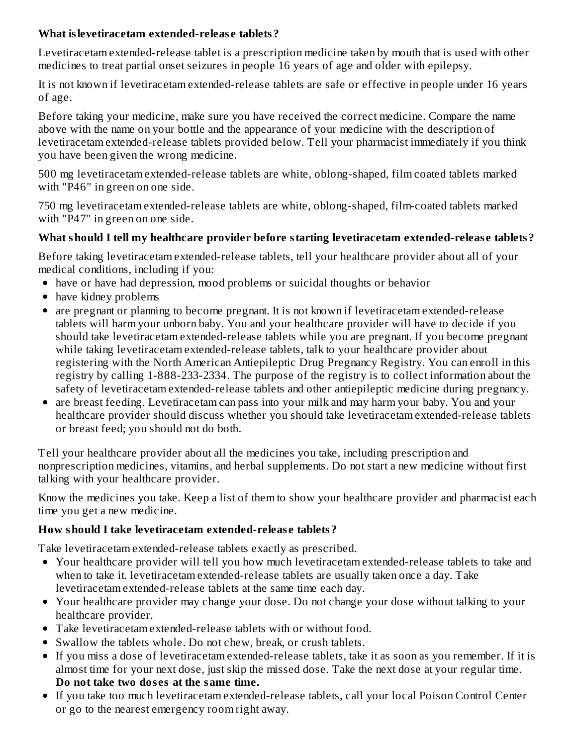**What islevetiracetam extended-release tablets?**

Levetiracetam extended-release tablet is a prescription medicine taken by mouth that is used with other medicines to treat partial onset seizures in people 16 years of age and older with epilepsy.

It is not known if levetiracetam extended-release tablets are safe or effective in people under 16 years of age.

Before taking your medicine, make sure you have received the correct medicine. Compare the name above with the name on your bottle and the appearance of your medicine with the description of levetiracetam extended-release tablets provided below. Tell your pharmacist immediately if you think you have been given the wrong medicine.

500 mg levetiracetam extended-release tablets are white, oblong-shaped, film coated tablets marked with "P46" in green on one side.

750 mg levetiracetam extended-release tablets are white, oblong-shaped, film-coated tablets marked with "P47" in green on one side.

**What should I tell my healthcare provider before starting levetiracetam extended-release tablets?**

Before taking levetiracetam extended-release tablets, tell your healthcare provider about all of your medical conditions, including if you:

- have or have had depression, mood problems or suicidal thoughts or behavior
- have kidney problems
- are pregnant or planning to become pregnant. It is not known if levetiracetam extended-release tablets will harm your unborn baby. You and your healthcare provider will have to decide if you should take levetiracetam extended-release tablets while you are pregnant. If you become pregnant while taking levetiracetam extended-release tablets, talk to your healthcare provider about registering with the North American Antiepileptic Drug Pregnancy Registry. You can enroll in this registry by calling 1-888-233-2334. The purpose of the registry is to collect information about the safety of levetiracetam extended-release tablets and other antiepileptic medicine during pregnancy.
- are breast feeding. Levetiracetam can pass into your milk and may harm your baby. You and your healthcare provider should discuss whether you should take levetiracetam extended-release tablets or breast feed; you should not do both.

Tell your healthcare provider about all the medicines you take, including prescription and nonprescription medicines, vitamins, and herbal supplements. Do not start a new medicine without first talking with your healthcare provider.

Know the medicines you take. Keep a list of them to show your healthcare provider and pharmacist each time you get a new medicine.

**How should I take levetiracetam extended-release tablets?**

Take levetiracetam extended-release tablets exactly as prescribed.

- Your healthcare provider will tell you how much levetiracetam extended-release tablets to take and when to take it. levetiracetam extended-release tablets are usually taken once a day. Take levetiracetam extended-release tablets at the same time each day.
- Your healthcare provider may change your dose. Do not change your dose without talking to your healthcare provider.
- Take levetiracetam extended-release tablets with or without food.
- Swallow the tablets whole. Do not chew, break, or crush tablets.
- If you miss a dose of levetiracetam extended-release tablets, take it as soon as you remember. If it is almost time for your next dose, just skip the missed dose. Take the next dose at your regular time. **Do not take two doses at the same time.**
- If you take too much levetiracetam extended-release tablets, call your local Poison Control Center or go to the nearest emergency room right away.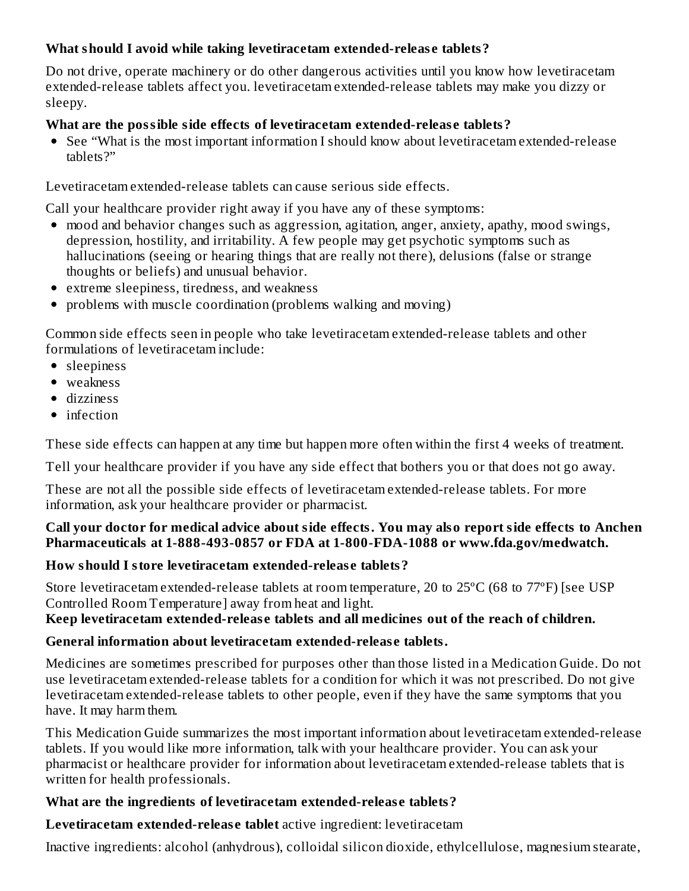**What should I avoid while taking levetiracetam extended-release tablets?**

Do not drive, operate machinery or do other dangerous activities until you know how levetiracetam extended-release tablets affect you. levetiracetam extended-release tablets may make you dizzy or sleepy.

**What are the possible side effects of levetiracetam extended-release tablets?**

- See "What is the most important information I should know about levetiracetam extended-release tablets?"

Levetiracetam extended-release tablets can cause serious side effects.

Call your healthcare provider right away if you have any of these symptoms:

- mood and behavior changes such as aggression, agitation, anger, anxiety, apathy, mood swings, depression, hostility, and irritability. A few people may get psychotic symptoms such as hallucinations (seeing or hearing things that are really not there), delusions (false or strange thoughts or beliefs) and unusual behavior.
- extreme sleepiness, tiredness, and weakness
- problems with muscle coordination (problems walking and moving)

Common side effects seen in people who take levetiracetam extended-release tablets and other formulations of levetiracetam include:

- sleepiness
- weakness
- dizziness
- infection

These side effects can happen at any time but happen more often within the first 4 weeks of treatment.

Tell your healthcare provider if you have any side effect that bothers you or that does not go away.

These are not all the possible side effects of levetiracetam extended-release tablets. For more information, ask your healthcare provider or pharmacist.

**Call your doctor for medical advice about side effects. You may also report side effects to Anchen Pharmaceuticals at 1-888-493-0857 or FDA at 1-800-FDA-1088 or www.fda.gov/medwatch.**

**How should I store levetiracetam extended-release tablets?**

Store levetiracetam extended-release tablets at room temperature, 20 to 25ºC (68 to 77ºF) [see USP Controlled Room Temperature] away from heat and light.

**Keep levetiracetam extended-release tablets and all medicines out of the reach of children.**

**General information about levetiracetam extended-release tablets.**

Medicines are sometimes prescribed for purposes other than those listed in a Medication Guide. Do not use levetiracetam extended-release tablets for a condition for which it was not prescribed. Do not give levetiracetam extended-release tablets to other people, even if they have the same symptoms that you have. It may harm them.

This Medication Guide summarizes the most important information about levetiracetam extended-release tablets. If you would like more information, talk with your healthcare provider. You can ask your pharmacist or healthcare provider for information about levetiracetam extended-release tablets that is written for health professionals.

**What are the ingredients of levetiracetam extended-release tablets?**

**Levetiracetam extended-release tablet** active ingredient: levetiracetam

Inactive ingredients: alcohol (anhydrous), colloidal silicon dioxide, ethylcellulose, magnesium stearate,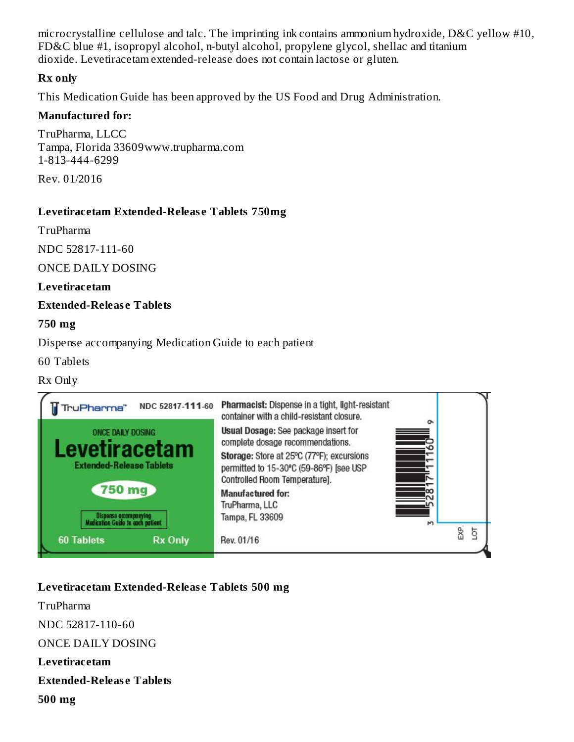microcrystalline cellulose and talc. The imprinting ink contains ammonium hydroxide, D&C yellow #10, FD&C blue #1, isopropyl alcohol, n-butyl alcohol, propylene glycol, shellac and titanium dioxide. Levetiracetam extended-release does not contain lactose or gluten.

**Rx only**

This Medication Guide has been approved by the US Food and Drug Administration.

**Manufactured for:**

TruPharma, LLCC
Tampa, Florida 33609www.trupharma.com
1-813-444-6299

Rev. 01/2016

**Levetiracetam Extended-Release Tablets 750mg**

TruPharma

NDC 52817-111-60

ONCE DAILY DOSING

**Levetiracetam**

**Extended-Release Tablets**

**750 mg**

Dispense accompanying Medication Guide to each patient

60 Tablets

Rx Only

TruPharma™ NDC 52817-111-60

ONCE DAILY DOSING

Levetiracetam

Extended-Release Tablets

750 mg

Dispense accompanying Medication Guide to each patient.

60 Tablets Rx Only

**Pharmacist:** Dispense in a tight, light-resistant container with a child-resistant closure.

**Usual Dosage:** See package insert for complete dosage recommendations.

**Storage:** Store at 25ºC (77ºF); excursions permitted to 15-30ºC (59-86ºF) [see USP Controlled Room Temperature].

**Manufactured for:**
TruPharma, LLC
Tampa, FL 33609

Rev. 01/16

3 52817 11160 9

EXP. LOT

**Levetiracetam Extended-Release Tablets 500 mg**

TruPharma

NDC 52817-110-60

ONCE DAILY DOSING

**Levetiracetam**

**Extended-Release Tablets**

**500 mg**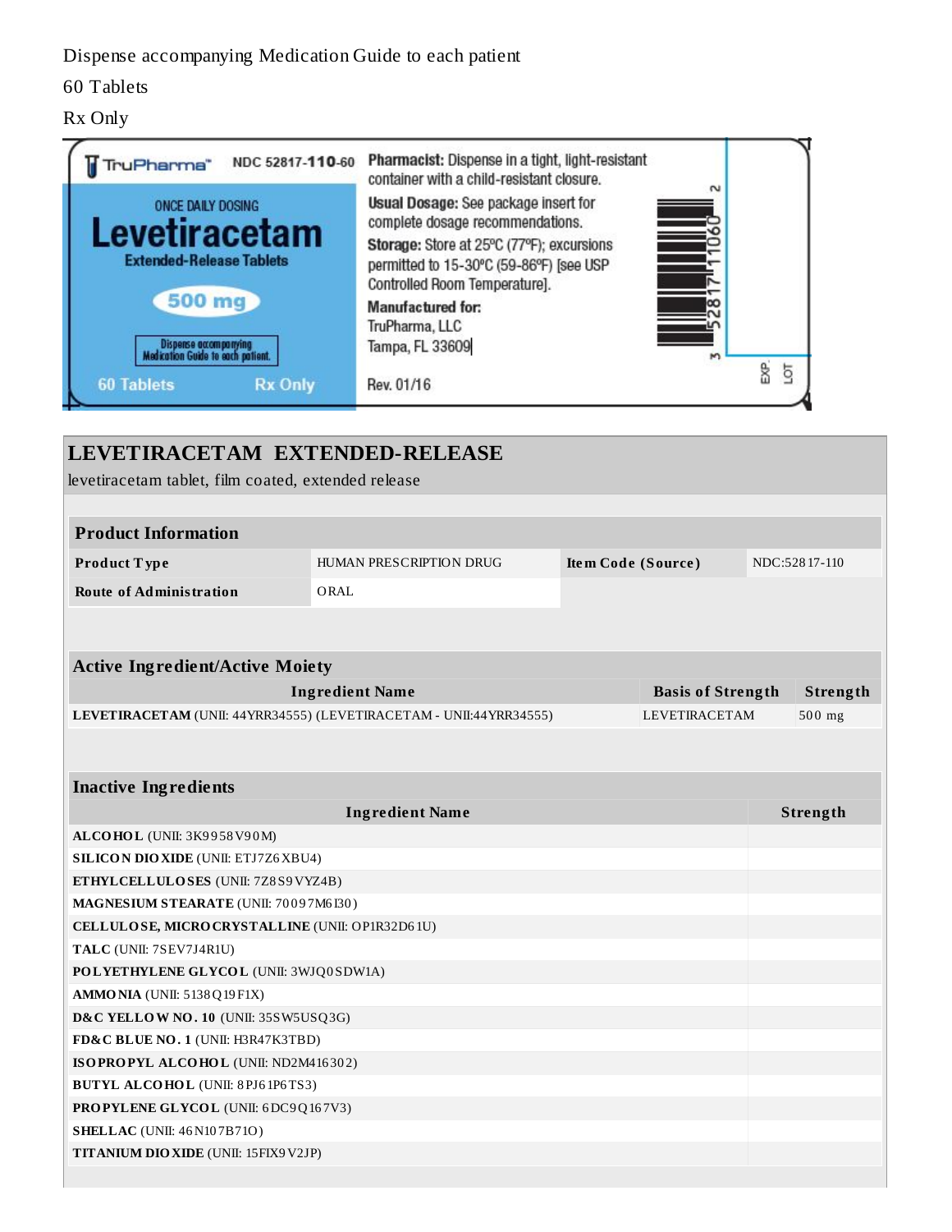Dispense accompanying Medication Guide to each patient

60 Tablets

Rx Only

TruPharma™ NDC 52817-110-60

ONCE DAILY DOSING

Levetiracetam

Extended-Release Tablets

500 mg

Dispense accompanying Medication Guide to each patient.

60 Tablets Rx Only

**Pharmacist:** Dispense in a tight, light-resistant container with a child-resistant closure.

**Usual Dosage:** See package insert for complete dosage recommendations.

**Storage:** Store at 25ºC (77ºF); excursions permitted to 15-30ºC (59-86ºF) [see USP Controlled Room Temperature].

**Manufactured for:**
TruPharma, LLC
Tampa, FL 33609

Rev. 01/16

3 52817 11060 2

EXP. LOT

## LEVETIRACETAM EXTENDED-RELEASE

levetiracetam tablet, film coated, extended release

| Product Information | | | |
|---|---|---|---|
| **Product Type** | HUMAN PRESCRIPTION DRUG | **Item Code (Source)** | NDC:52817-110 |
| **Route of Administration** | ORAL | | |

| Active Ingredient/Active Moiety | | |
|---|---|---|
| **Ingredient Name** | **Basis of Strength** | **Strength** |
| **LEVETIRACETAM** (UNII: 44YRR34555) (LEVETIRACETAM - UNII:44YRR34555) | LEVETIRACETAM | 500 mg |

| Inactive Ingredients | |
|---|---|
| **Ingredient Name** | **Strength** |
| **ALCOHOL** (UNII: 3K9958V90M) | |
| **SILICON DIOXIDE** (UNII: ETJ7Z6XBU4) | |
| **ETHYLCELLULOSES** (UNII: 7Z8S9VYZ4B) | |
| **MAGNESIUM STEARATE** (UNII: 70097M6I30) | |
| **CELLULOSE, MICROCRYSTALLINE** (UNII: OP1R32D61U) | |
| **TALC** (UNII: 7SEV7J4R1U) | |
| **POLYETHYLENE GLYCOL** (UNII: 3WJQ0SDW1A) | |
| **AMMONIA** (UNII: 5138Q19F1X) | |
| **D&C YELLOW NO. 10** (UNII: 35SW5USQ3G) | |
| **FD&C BLUE NO. 1** (UNII: H3R47K3TBD) | |
| **ISOPROPYL ALCOHOL** (UNII: ND2M416302) | |
| **BUTYL ALCOHOL** (UNII: 8PJ61P6TS3) | |
| **PROPYLENE GLYCOL** (UNII: 6DC9Q167V3) | |
| **SHELLAC** (UNII: 46N107B71O) | |
| **TITANIUM DIOXIDE** (UNII: 15FIX9V2JP) | |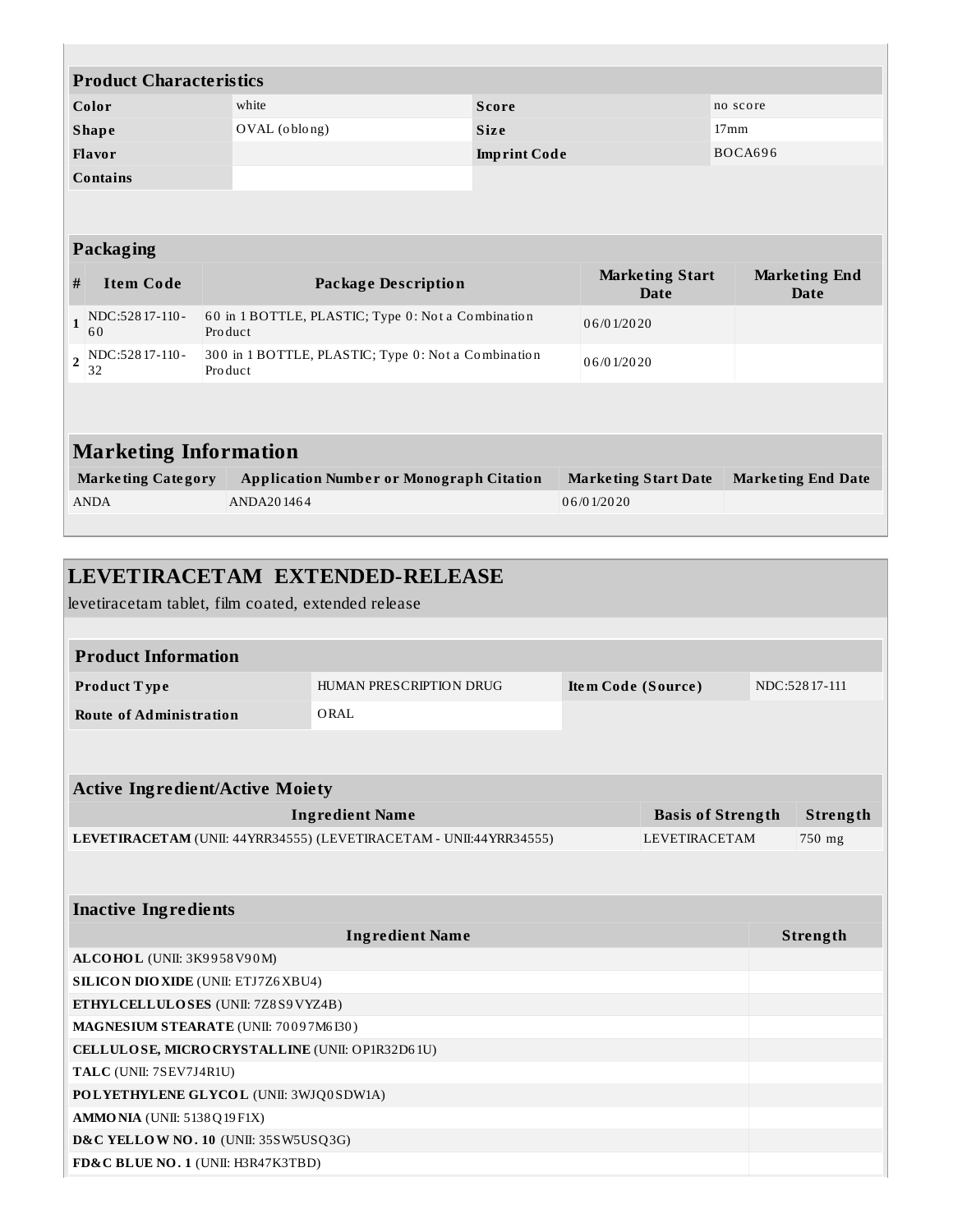## Product Characteristics

| | | | |
|---|---|---|---|
| **Color** | white | **Score** | no score |
| **Shape** | OVAL (oblong) | **Size** | 17mm |
| **Flavor** | | **Imprint Code** | BOCA696 |
| **Contains** | | | |

## Packaging

| # | Item Code | Package Description | Marketing Start Date | Marketing End Date |
|---|---|---|---|---|
| 1 | NDC:52817-110-60 | 60 in 1 BOTTLE, PLASTIC; Type 0: Not a Combination Product | 06/01/2020 | |
| 2 | NDC:52817-110-32 | 300 in 1 BOTTLE, PLASTIC; Type 0: Not a Combination Product | 06/01/2020 | |

## Marketing Information

| Marketing Category | Application Number or Monograph Citation | Marketing Start Date | Marketing End Date |
|---|---|---|---|
| ANDA | ANDA201464 | 06/01/2020 | |

# LEVETIRACETAM EXTENDED-RELEASE

levetiracetam tablet, film coated, extended release

## Product Information

| | | | |
|---|---|---|---|
| **Product Type** | HUMAN PRESCRIPTION DRUG | **Item Code (Source)** | NDC:52817-111 |
| **Route of Administration** | ORAL | | |

## Active Ingredient/Active Moiety

| Ingredient Name | Basis of Strength | Strength |
|---|---|---|
| **LEVETIRACETAM** (UNII: 44YRR34555) (LEVETIRACETAM - UNII:44YRR34555) | LEVETIRACETAM | 750 mg |

## Inactive Ingredients

| Ingredient Name | Strength |
|---|---|
| **ALCOHOL** (UNII: 3K9958V90M) | |
| **SILICON DIOXIDE** (UNII: ETJ7Z6XBU4) | |
| **ETHYLCELLULOSES** (UNII: 7Z8S9VYZ4B) | |
| **MAGNESIUM STEARATE** (UNII: 70097M6I30) | |
| **CELLULOSE, MICROCRYSTALLINE** (UNII: OP1R32D61U) | |
| **TALC** (UNII: 7SEV7J4R1U) | |
| **POLYETHYLENE GLYCOL** (UNII: 3WJQ0SDW1A) | |
| **AMMONIA** (UNII: 5138Q19F1X) | |
| **D&C YELLOW NO. 10** (UNII: 35SW5USQ3G) | |
| **FD&C BLUE NO. 1** (UNII: H3R47K3TBD) | |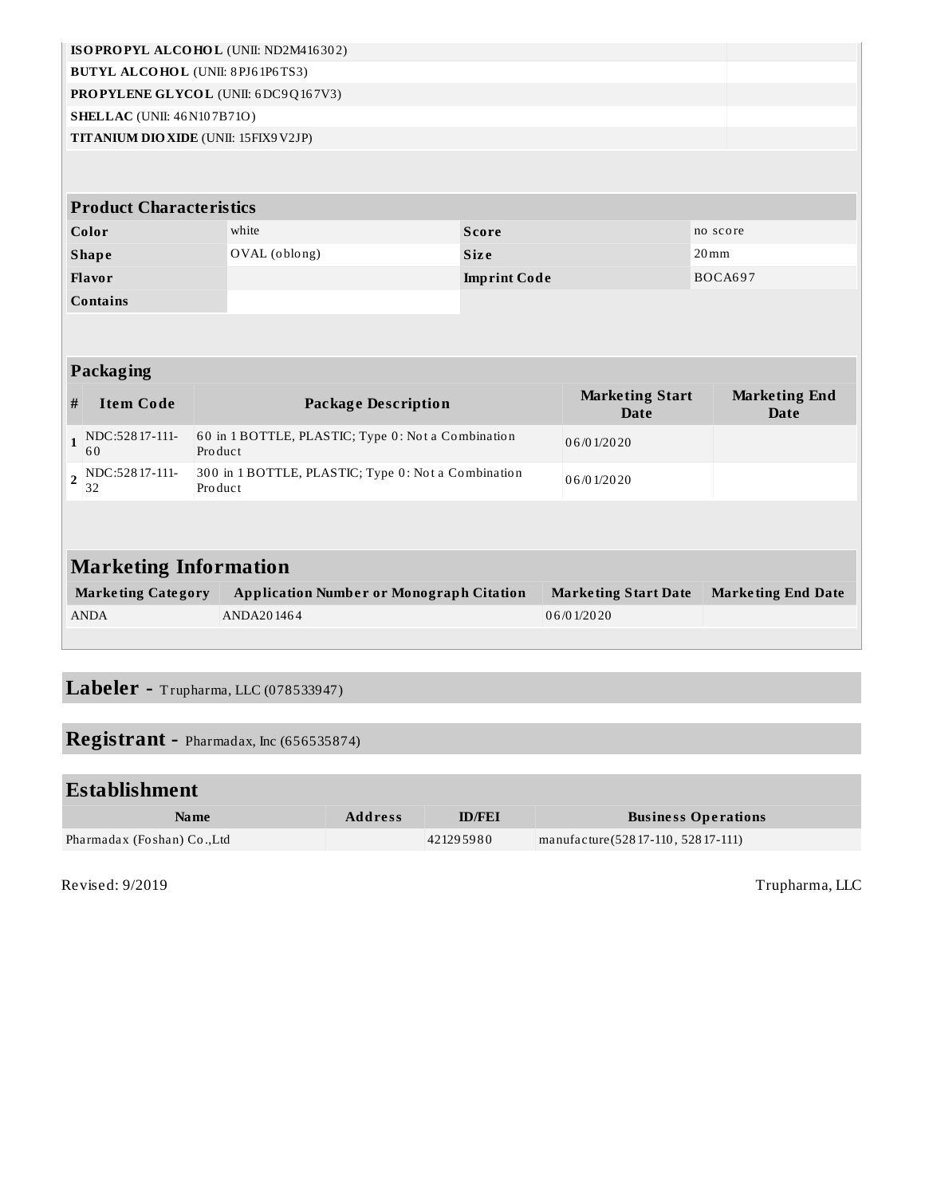| | |
|---|---|
| **ISOPROPYL ALCOHOL** (UNII: ND2M416302) | |
| **BUTYL ALCOHOL** (UNII: 8PJ61P6TS3) | |
| **PROPYLENE GLYCOL** (UNII: 6DC9Q167V3) | |
| **SHELLAC** (UNII: 46N107B71O) | |
| **TITANIUM DIOXIDE** (UNII: 15FIX9V2JP) | |

| Product Characteristics | | | |
|---|---|---|---|
| **Color** | white | **Score** | no score |
| **Shape** | OVAL (oblong) | **Size** | 20mm |
| **Flavor** | | **Imprint Code** | BOCA697 |
| **Contains** | | | |

**Packaging**

| # | Item Code | Package Description | Marketing Start Date | Marketing End Date |
|---|---|---|---|---|
| 1 | NDC:52817-111-60 | 60 in 1 BOTTLE, PLASTIC; Type 0: Not a Combination Product | 06/01/2020 | |
| 2 | NDC:52817-111-32 | 300 in 1 BOTTLE, PLASTIC; Type 0: Not a Combination Product | 06/01/2020 | |

## Marketing Information

| Marketing Category | Application Number or Monograph Citation | Marketing Start Date | Marketing End Date |
|---|---|---|---|
| ANDA | ANDA201464 | 06/01/2020 | |

## Labeler - Trupharma, LLC (078533947)

## Registrant - Pharmadax, Inc (656535874)

## Establishment

| Name | Address | ID/FEI | Business Operations |
|---|---|---|---|
| Pharmadax (Foshan) Co.,Ltd | | 421295980 | manufacture(52817-110, 52817-111) |

Revised: 9/2019 Trupharma, LLC